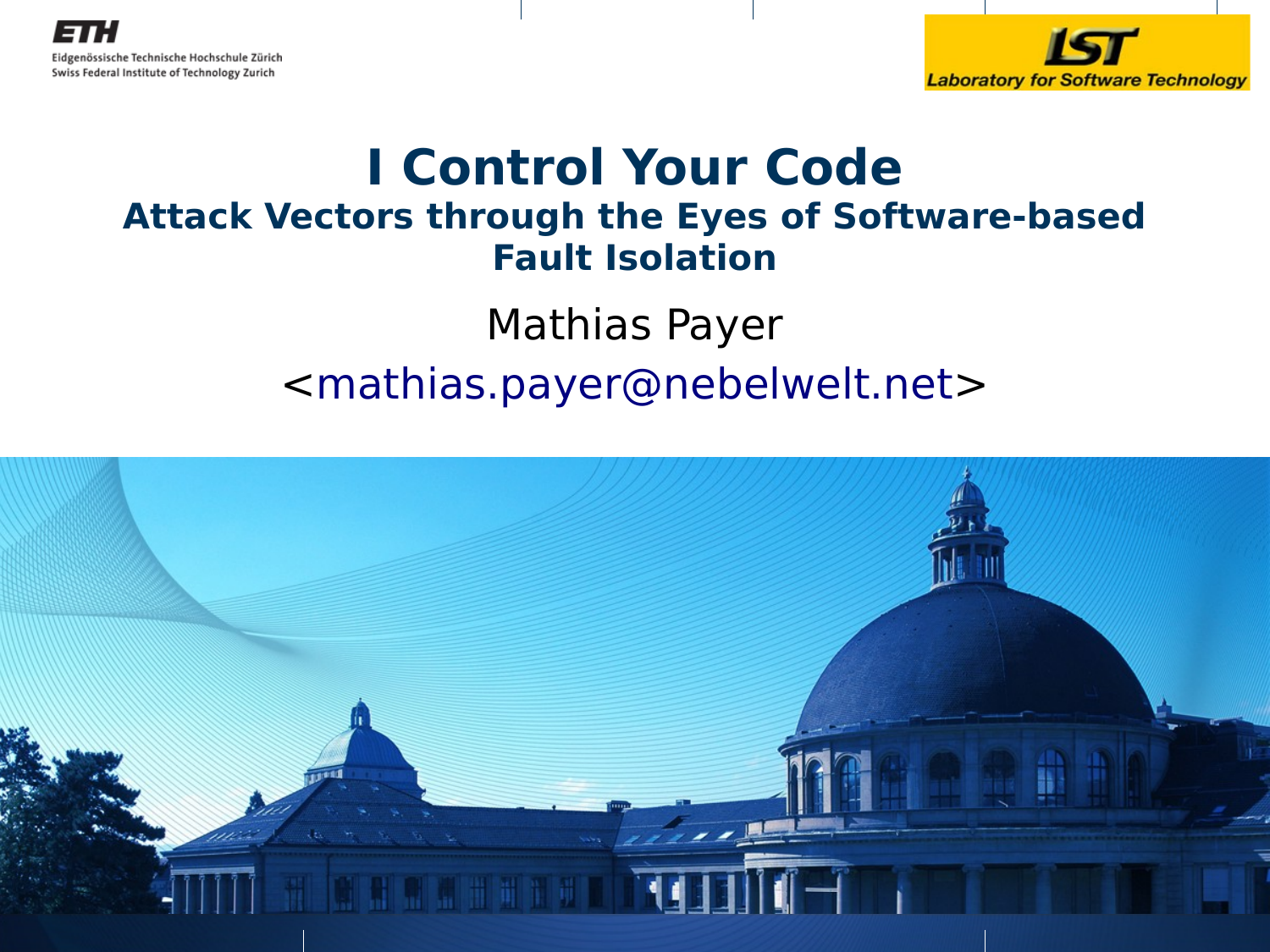# I Control Your Code

## Attack Vectors through the Eyes of Software-based Fault Isolation

Mathias Payer

<mathias.payer@nebelwelt.net>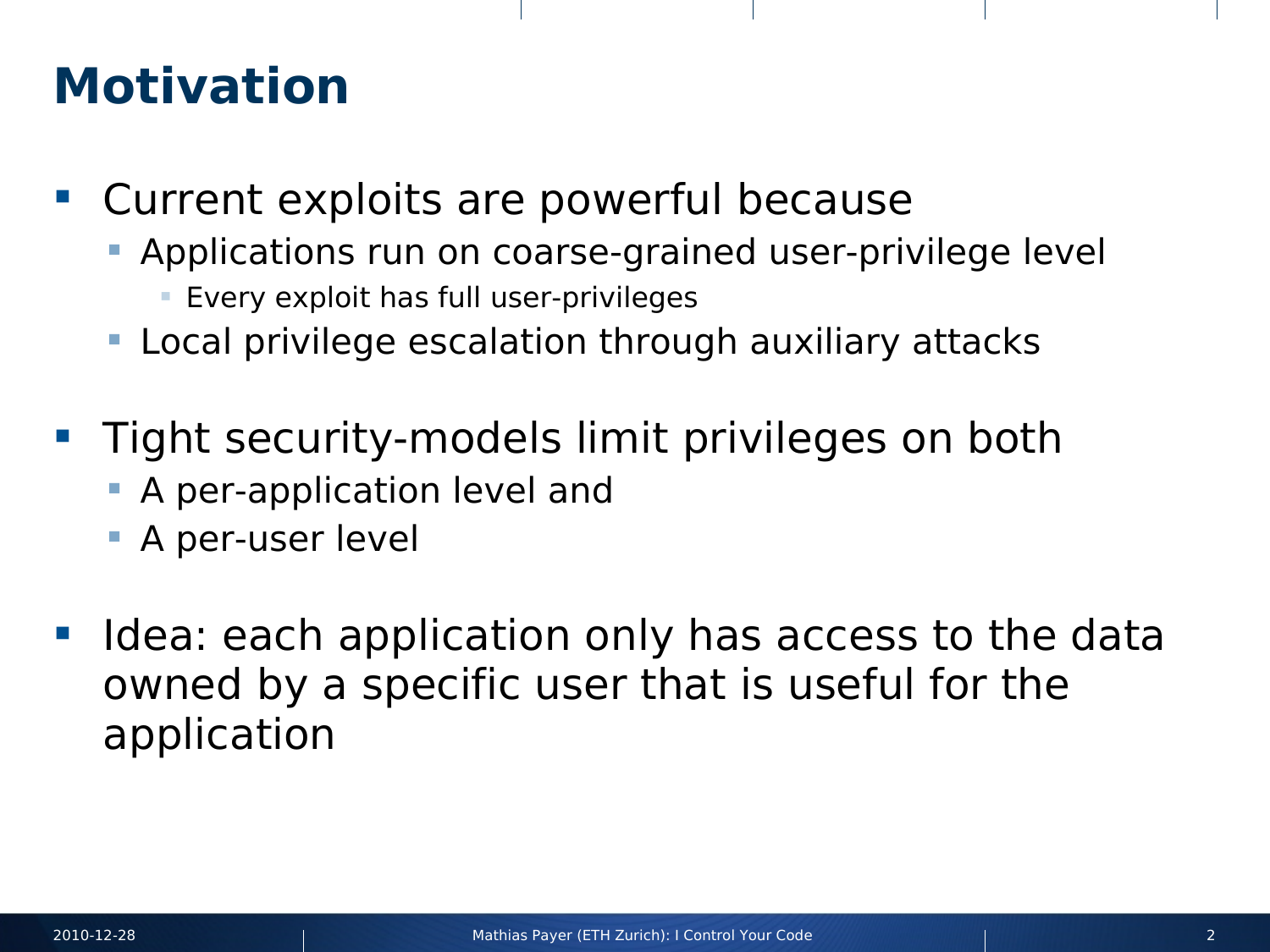# Motivation

- Current exploits are powerful because
  - Applications run on coarse-grained user-privilege level
    - Every exploit has full user-privileges
  - Local privilege escalation through auxiliary attacks
- Tight security-models limit privileges on both
  - A per-application level and
  - A per-user level
- Idea: each application only has access to the data owned by a specific user that is useful for the application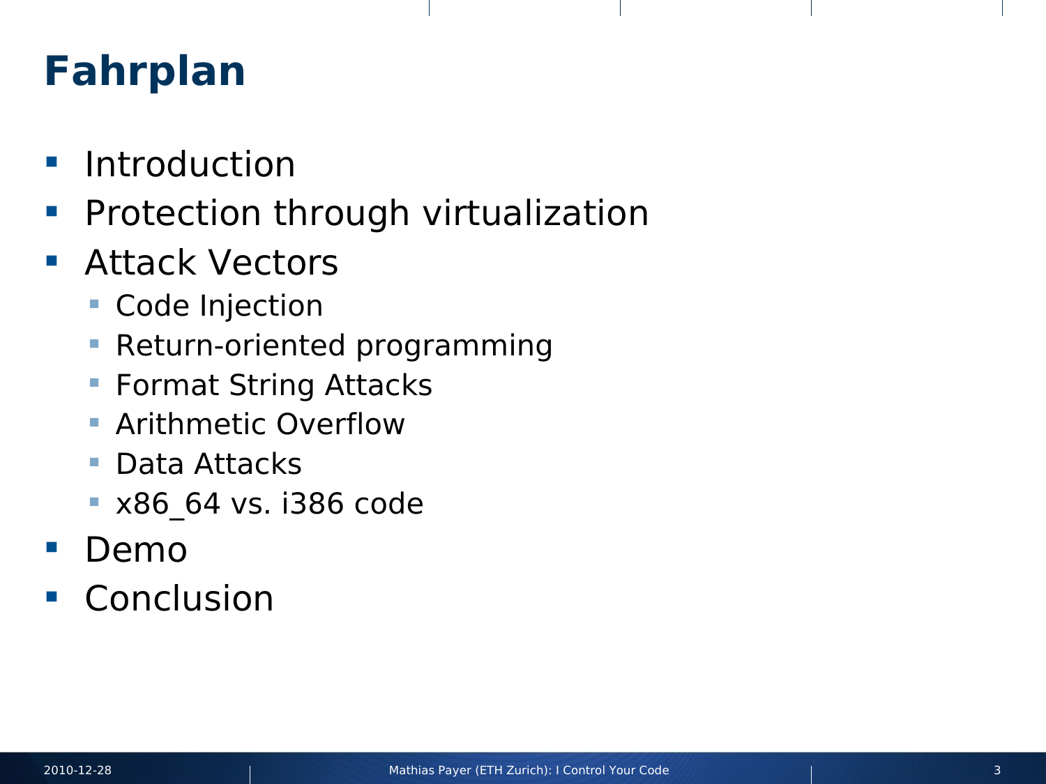# Fahrplan

- Introduction
- Protection through virtualization
- Attack Vectors
  - Code Injection
  - Return-oriented programming
  - Format String Attacks
  - Arithmetic Overflow
  - Data Attacks
  - x86_64 vs. i386 code
- Demo
- Conclusion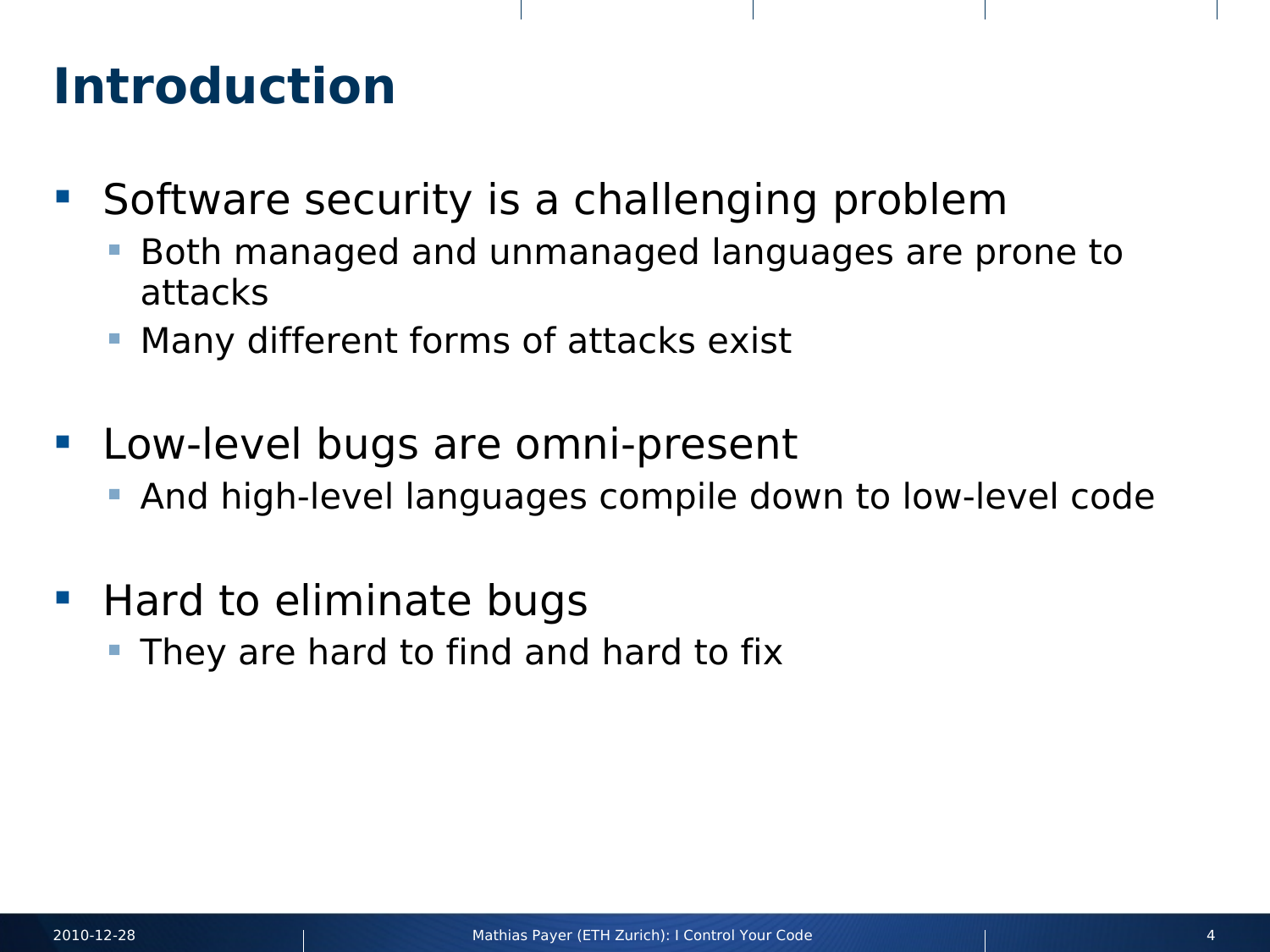# Introduction

- Software security is a challenging problem
  - Both managed and unmanaged languages are prone to attacks
  - Many different forms of attacks exist
- Low-level bugs are omni-present
  - And high-level languages compile down to low-level code
- Hard to eliminate bugs
  - They are hard to find and hard to fix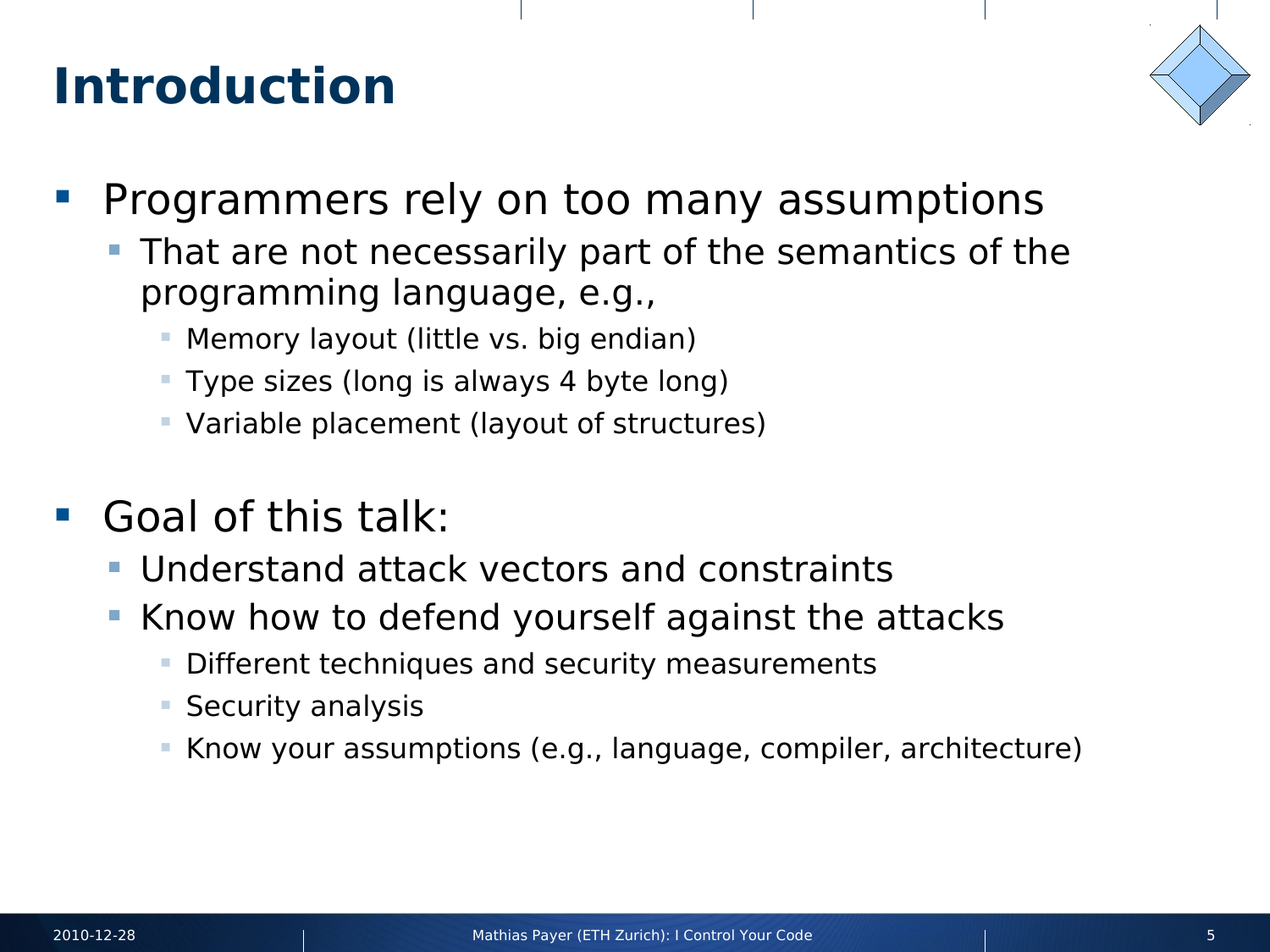# Introduction

- Programmers rely on too many assumptions
  - That are not necessarily part of the semantics of the programming language, e.g.,
    - Memory layout (little vs. big endian)
    - Type sizes (long is always 4 byte long)
    - Variable placement (layout of structures)

- Goal of this talk:
  - Understand attack vectors and constraints
  - Know how to defend yourself against the attacks
    - Different techniques and security measurements
    - Security analysis
    - Know your assumptions (e.g., language, compiler, architecture)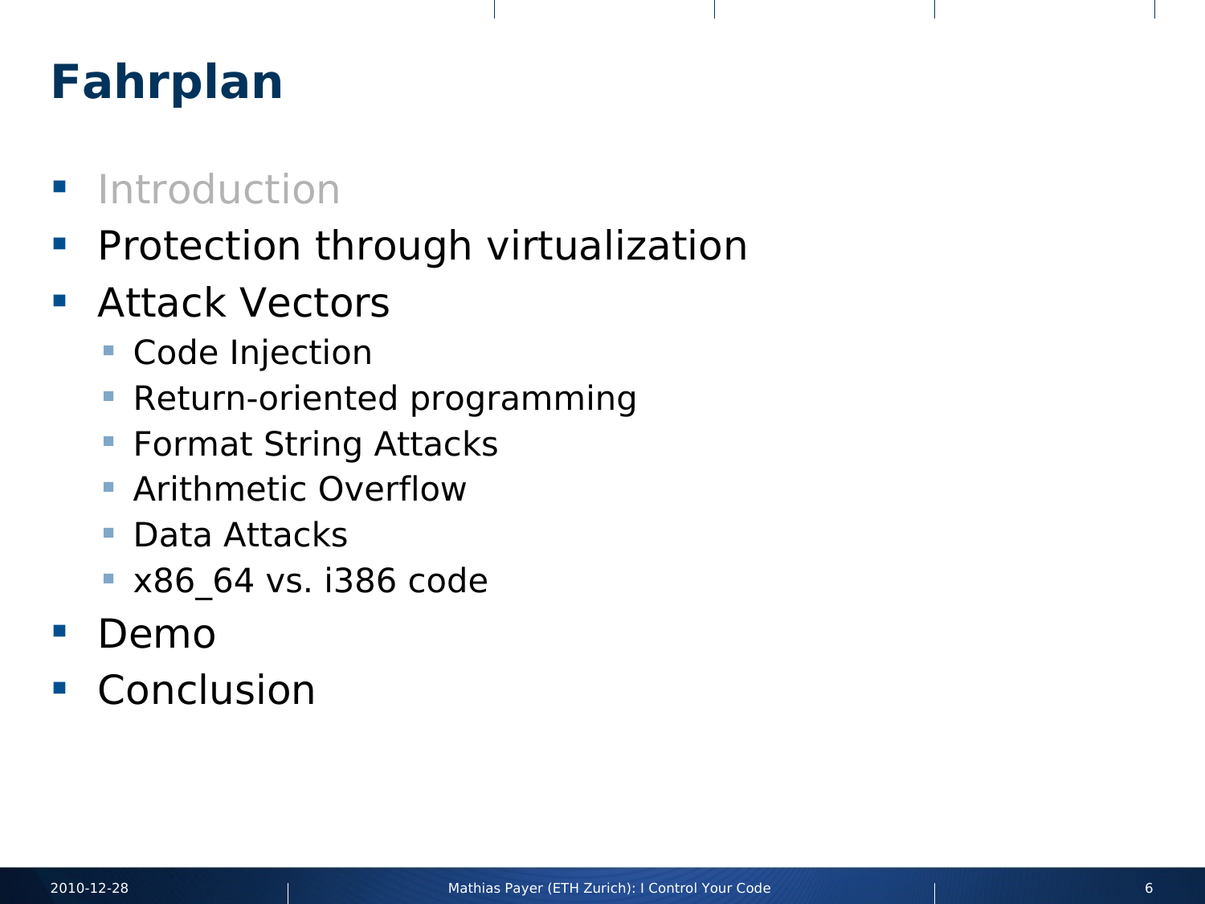# Fahrplan

- Introduction
- Protection through virtualization
- Attack Vectors
  - Code Injection
  - Return-oriented programming
  - Format String Attacks
  - Arithmetic Overflow
  - Data Attacks
  - x86_64 vs. i386 code
- Demo
- Conclusion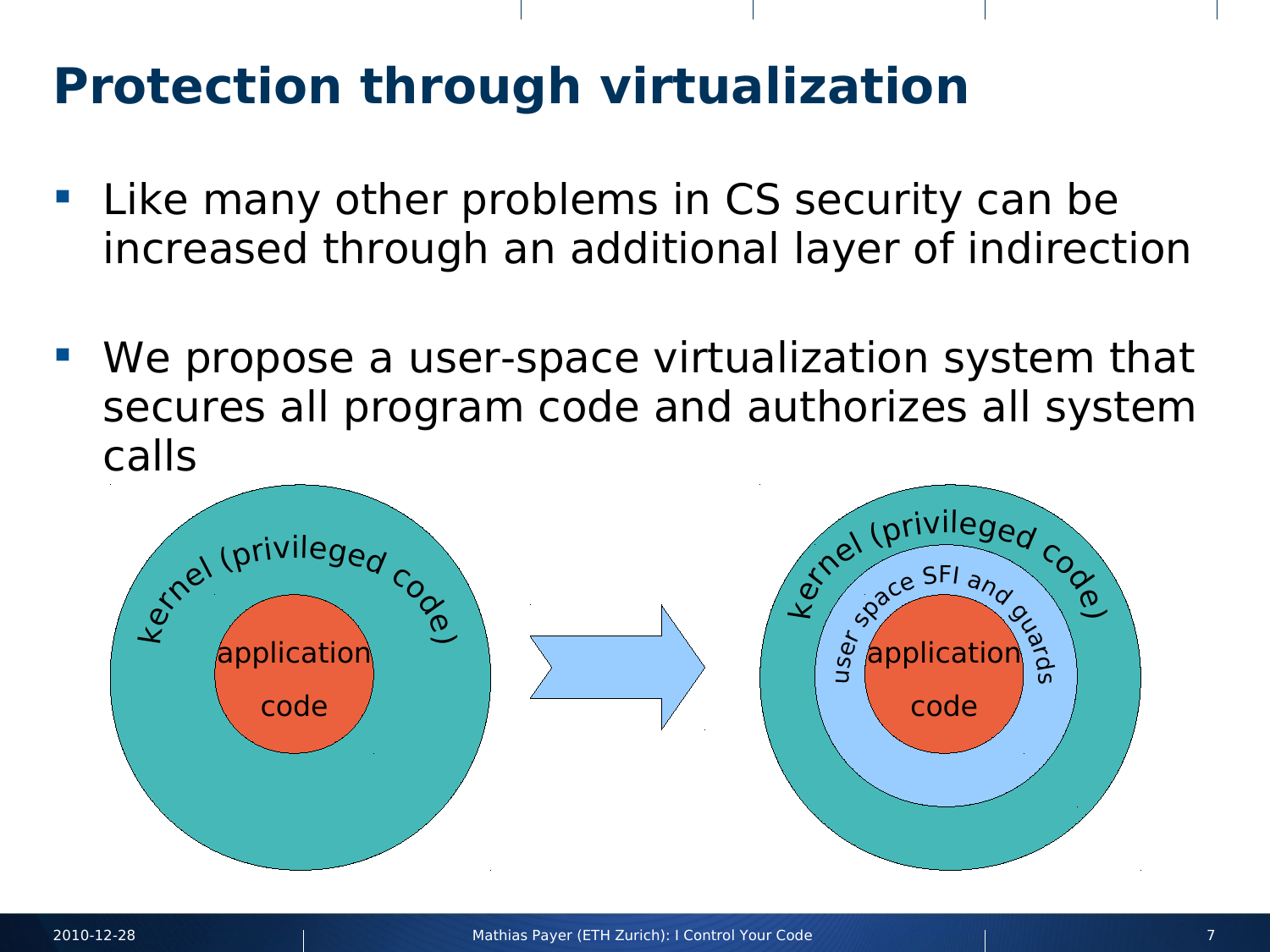# Protection through virtualization

- Like many other problems in CS security can be increased through an additional layer of indirection

- We propose a user-space virtualization system that secures all program code and authorizes all system calls

kernel (privileged code)

application code

kernel (privileged code)

user space SFI and guards

application code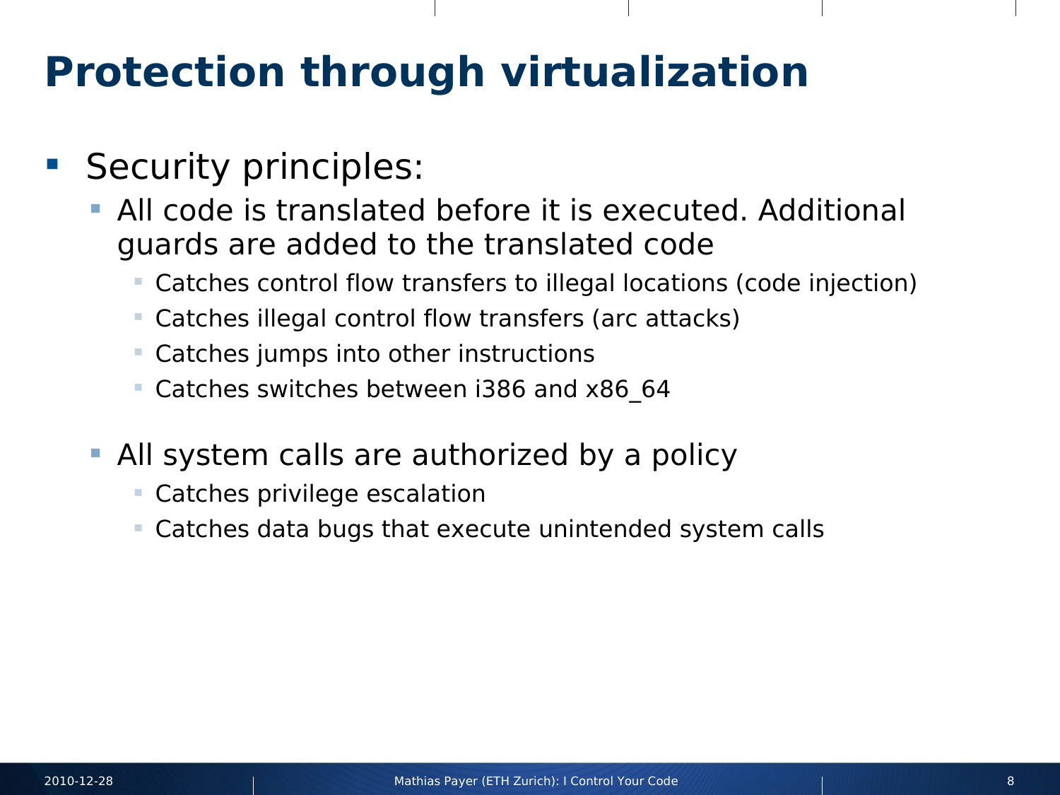# Protection through virtualization

- Security principles:
  - All code is translated before it is executed. Additional guards are added to the translated code
    - Catches control flow transfers to illegal locations (code injection)
    - Catches illegal control flow transfers (arc attacks)
    - Catches jumps into other instructions
    - Catches switches between i386 and x86_64
  - All system calls are authorized by a policy
    - Catches privilege escalation
    - Catches data bugs that execute unintended system calls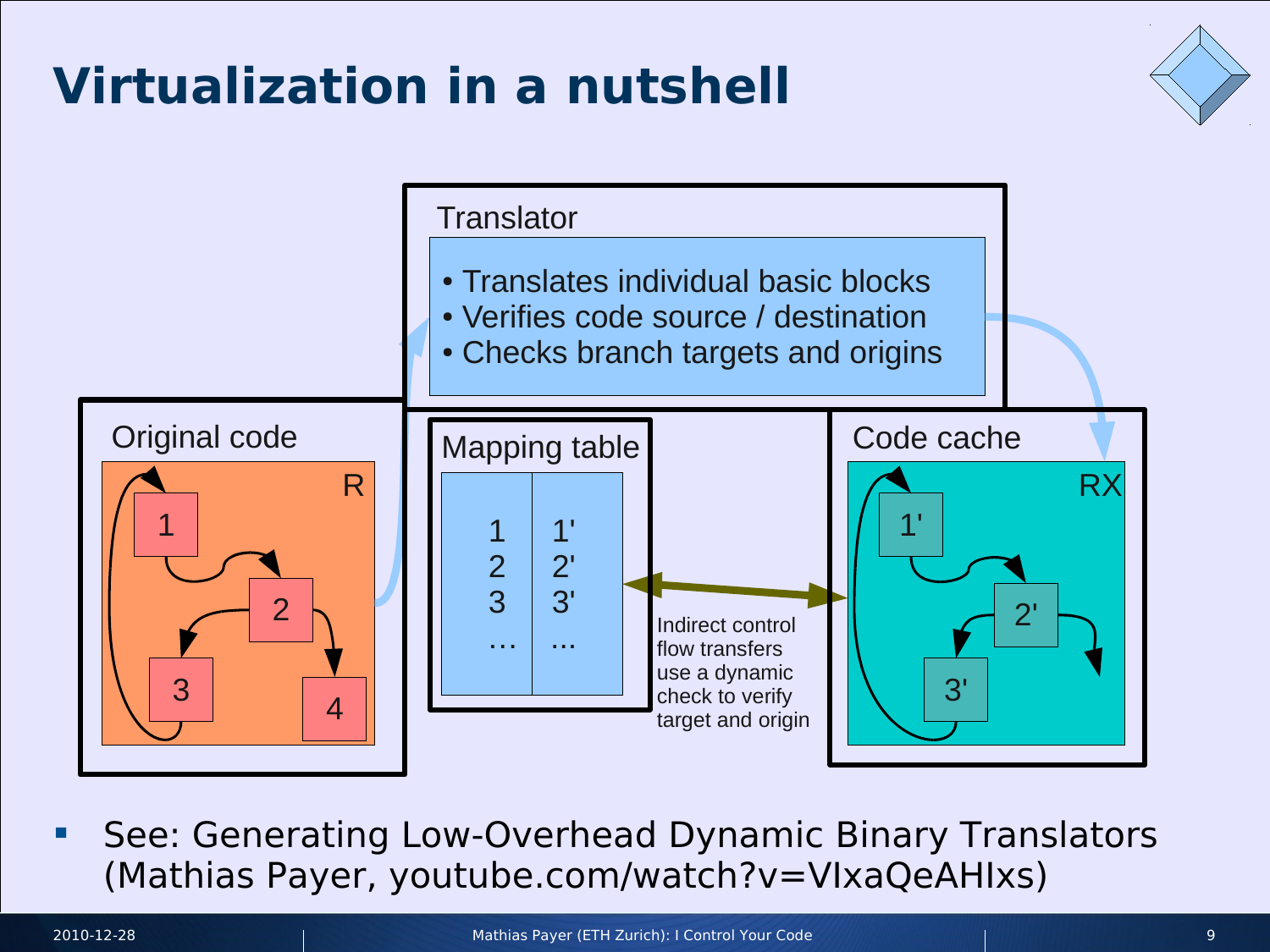# Virtualization in a nutshell

Translator

- Translates individual basic blocks
- Verifies code source / destination
- Checks branch targets and origins

Original code

R

1, 2, 3, 4

Mapping table

| | |
|---|---|
| 1 | 1' |
| 2 | 2' |
| 3 | 3' |
| ... | ... |

Indirect control flow transfers use a dynamic check to verify target and origin

Code cache

RX

1', 2', 3'

- See: Generating Low-Overhead Dynamic Binary Translators (Mathias Payer, youtube.com/watch?v=VIxaQeAHIxs)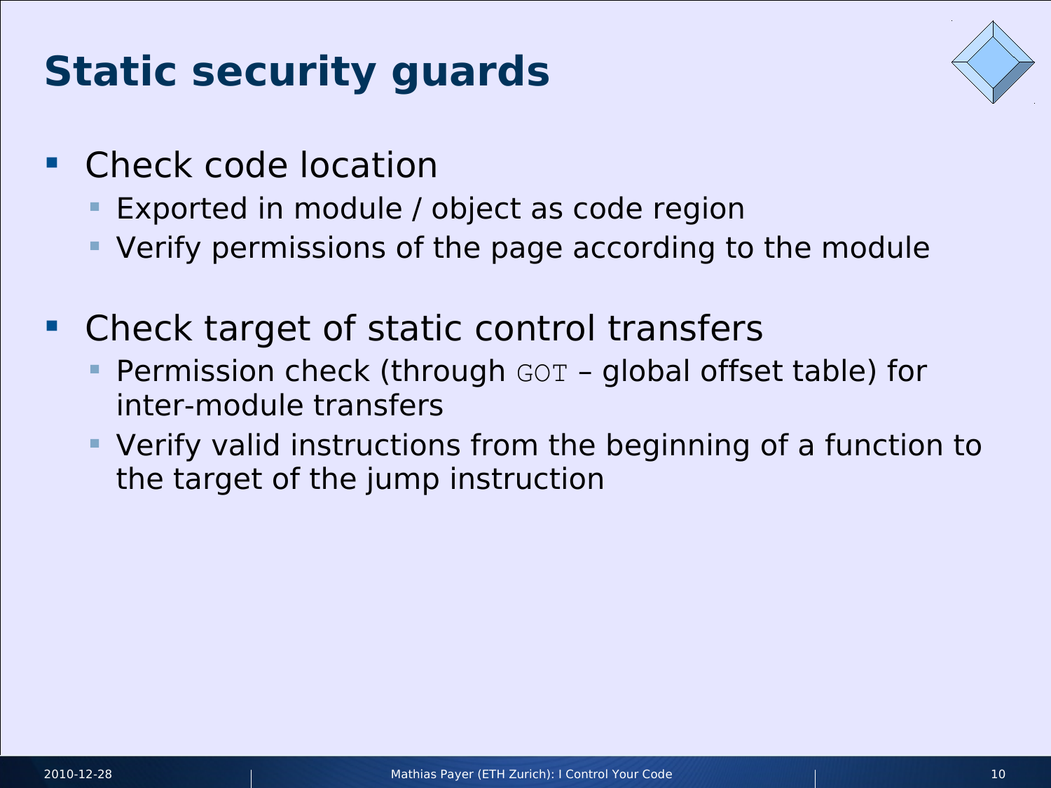# Static security guards

- Check code location
  - Exported in module / object as code region
  - Verify permissions of the page according to the module
- Check target of static control transfers
  - Permission check (through `GOT` – global offset table) for inter-module transfers
  - Verify valid instructions from the beginning of a function to the target of the jump instruction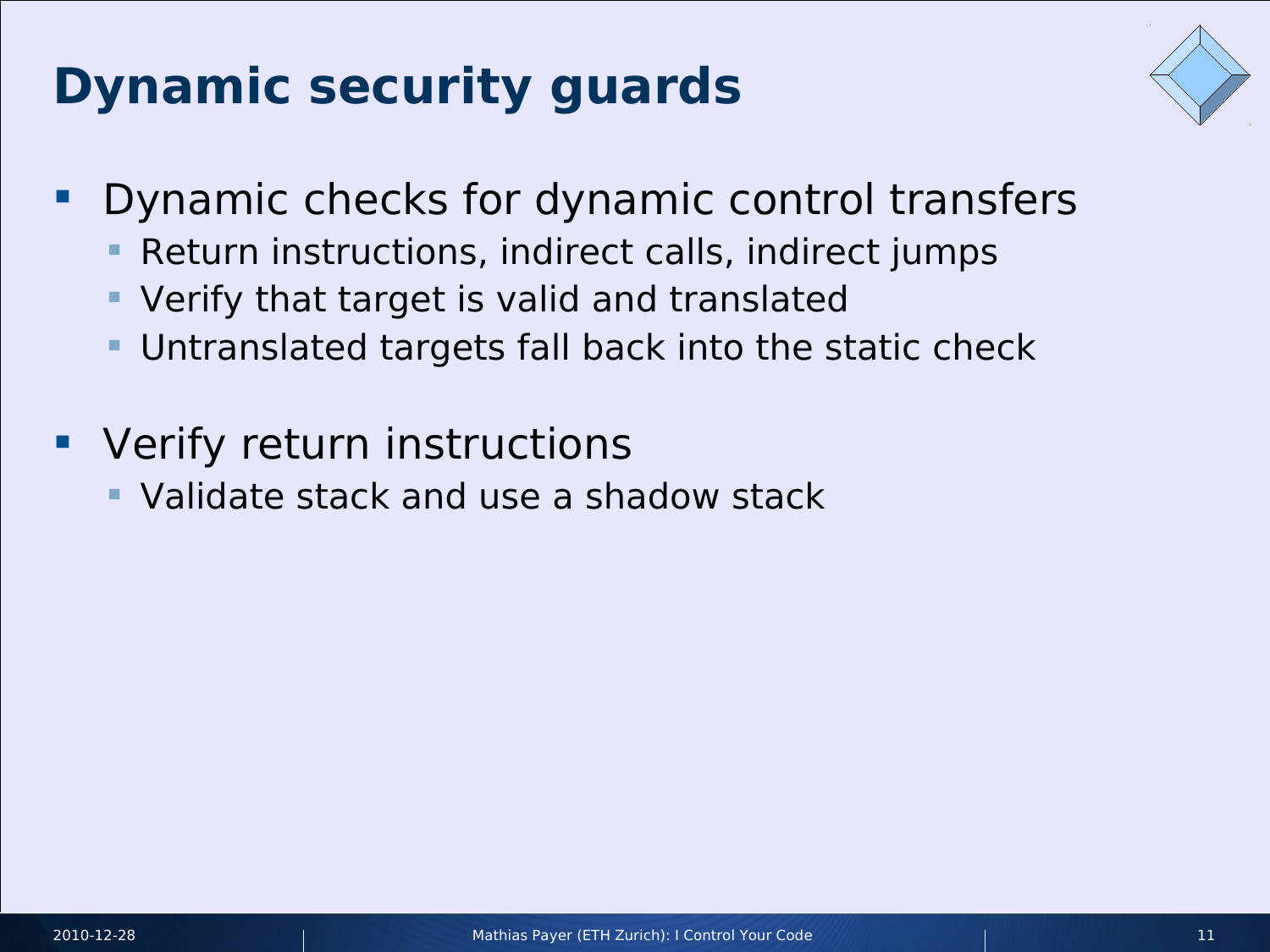# Dynamic security guards

- Dynamic checks for dynamic control transfers
  - Return instructions, indirect calls, indirect jumps
  - Verify that target is valid and translated
  - Untranslated targets fall back into the static check
- Verify return instructions
  - Validate stack and use a shadow stack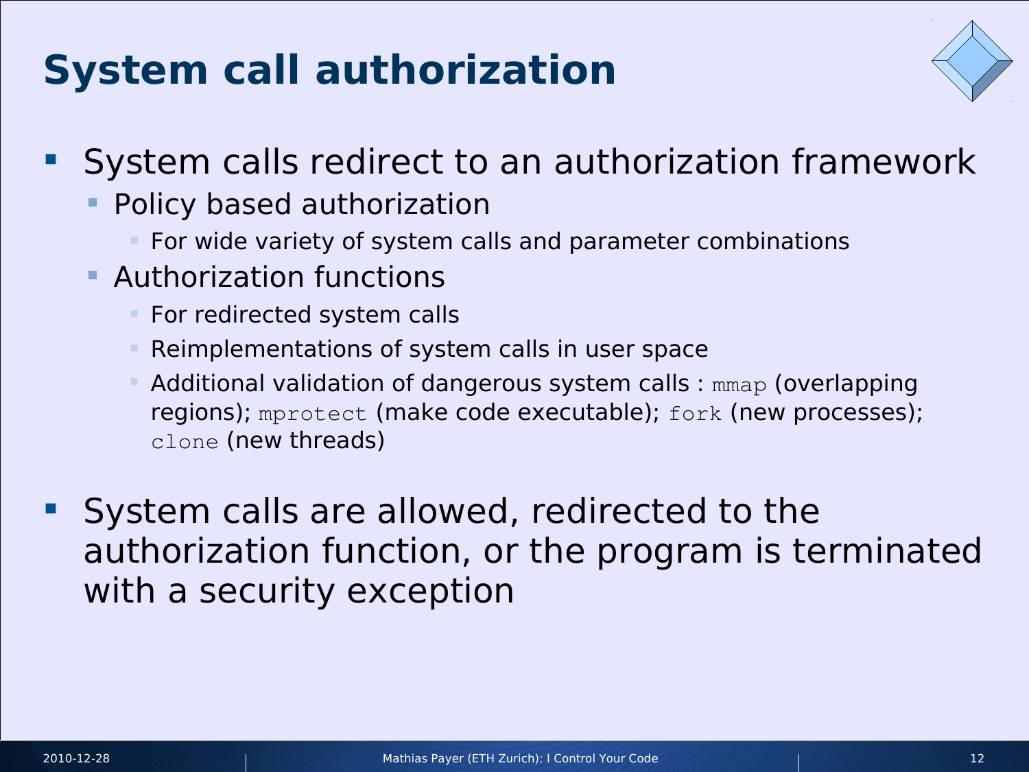# System call authorization

- System calls redirect to an authorization framework
  - Policy based authorization
    - For wide variety of system calls and parameter combinations
  - Authorization functions
    - For redirected system calls
    - Reimplementations of system calls in user space
    - Additional validation of dangerous system calls : `mmap` (overlapping regions); `mprotect` (make code executable); `fork` (new processes); `clone` (new threads)
- System calls are allowed, redirected to the authorization function, or the program is terminated with a security exception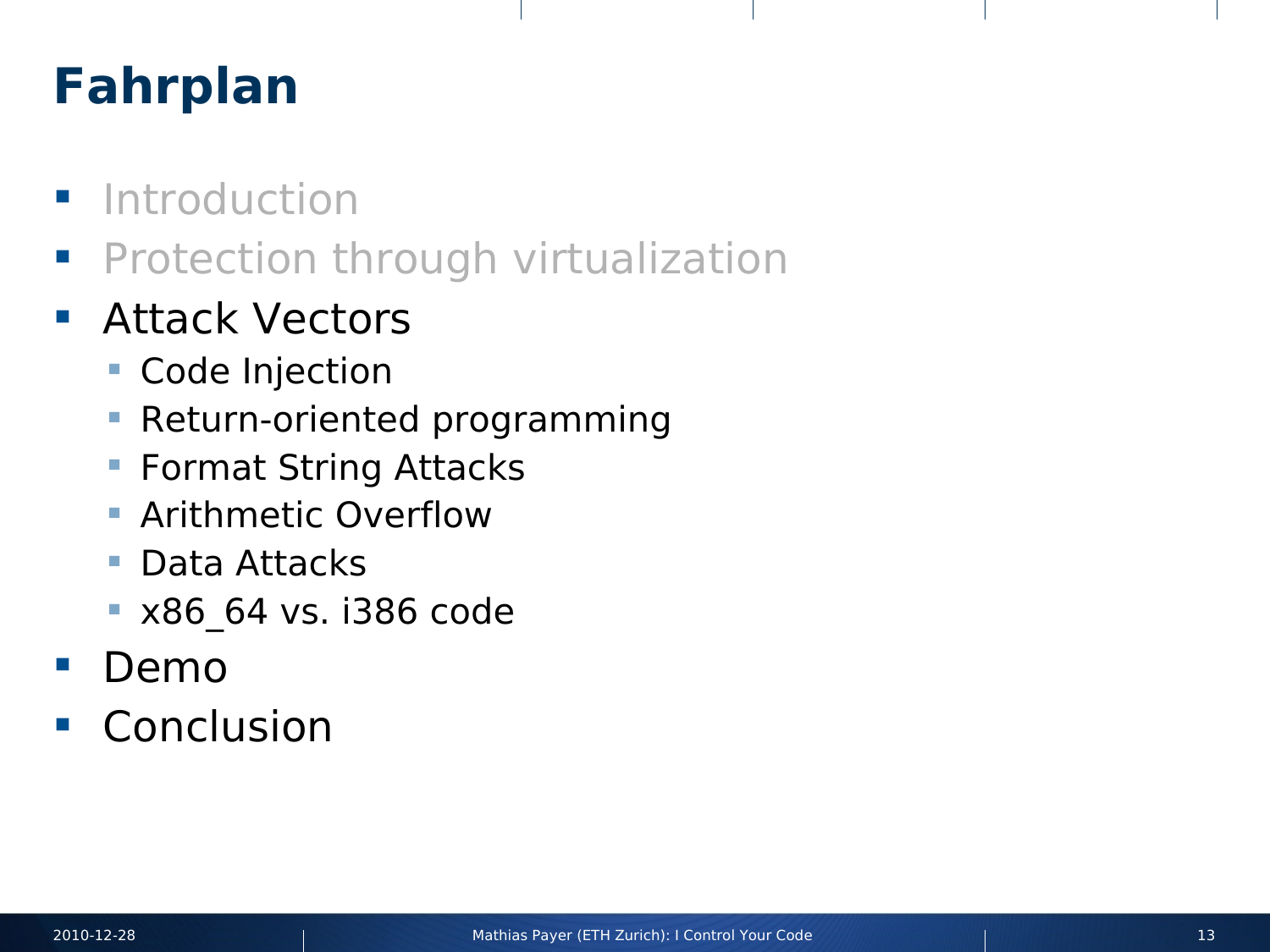# Fahrplan

- Introduction
- Protection through virtualization
- Attack Vectors
  - Code Injection
  - Return-oriented programming
  - Format String Attacks
  - Arithmetic Overflow
  - Data Attacks
  - x86_64 vs. i386 code
- Demo
- Conclusion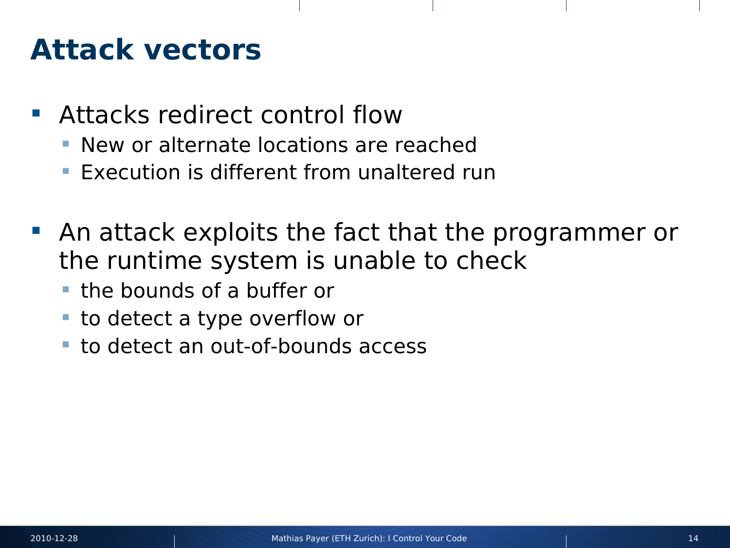# Attack vectors

- Attacks redirect control flow
  - New or alternate locations are reached
  - Execution is different from unaltered run
- An attack exploits the fact that the programmer or the runtime system is unable to check
  - the bounds of a buffer or
  - to detect a type overflow or
  - to detect an out-of-bounds access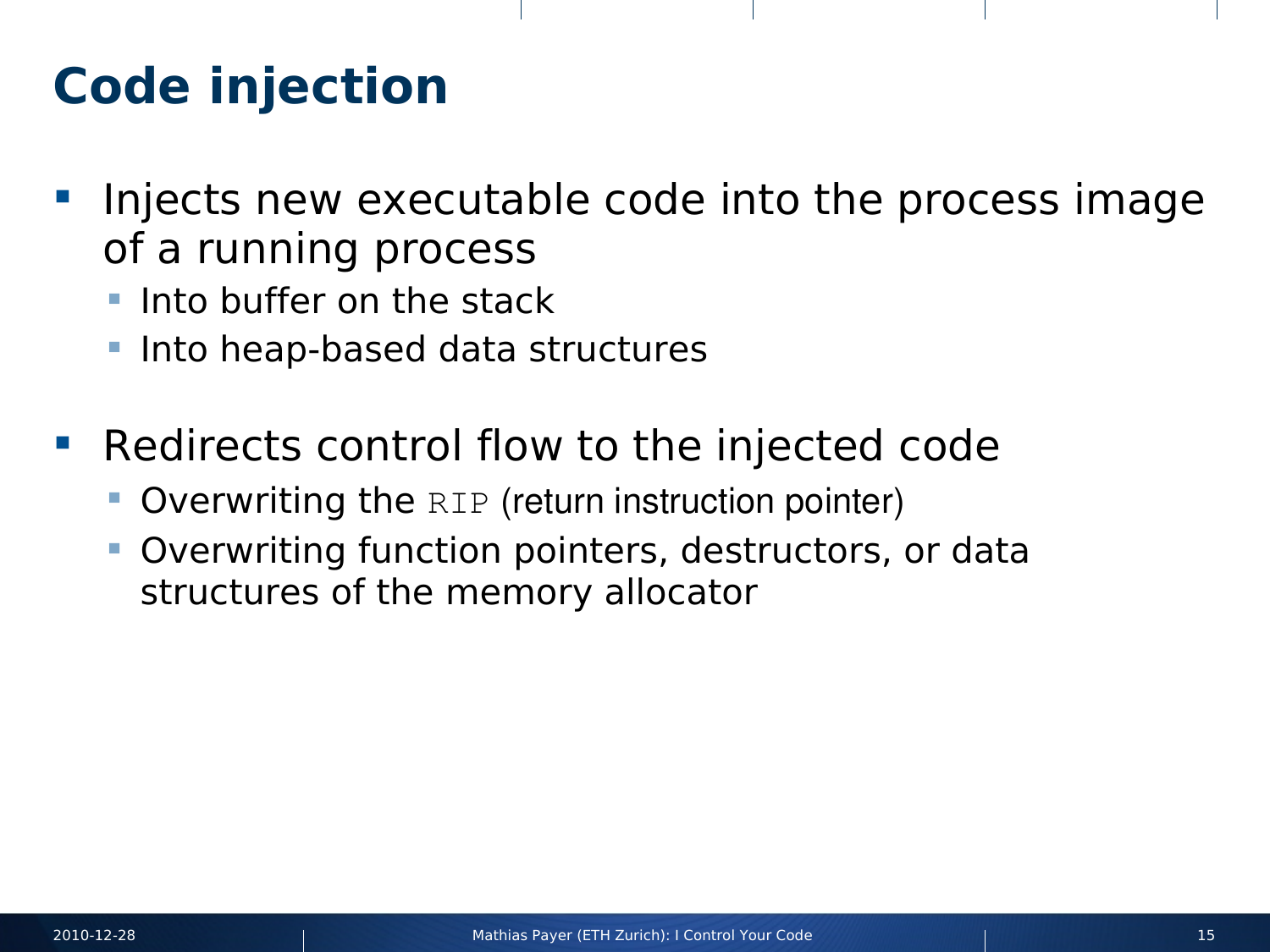# Code injection

- Injects new executable code into the process image of a running process
  - Into buffer on the stack
  - Into heap-based data structures

- Redirects control flow to the injected code
  - Overwriting the `RIP` (return instruction pointer)
  - Overwriting function pointers, destructors, or data structures of the memory allocator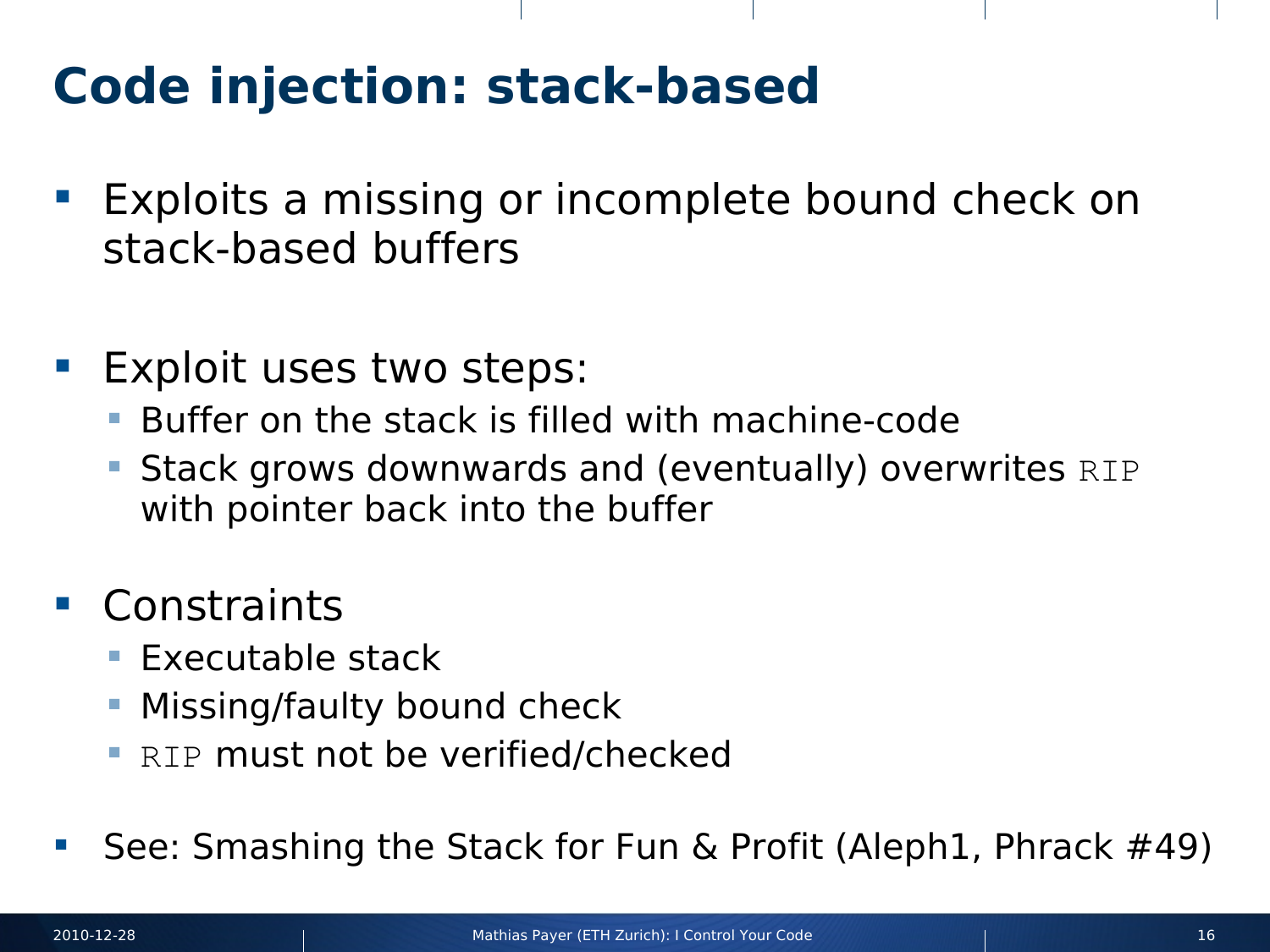# Code injection: stack-based

- Exploits a missing or incomplete bound check on stack-based buffers

- Exploit uses two steps:
  - Buffer on the stack is filled with machine-code
  - Stack grows downwards and (eventually) overwrites `RIP` with pointer back into the buffer

- Constraints
  - Executable stack
  - Missing/faulty bound check
  - `RIP` must not be verified/checked

- See: Smashing the Stack for Fun & Profit (Aleph1, Phrack #49)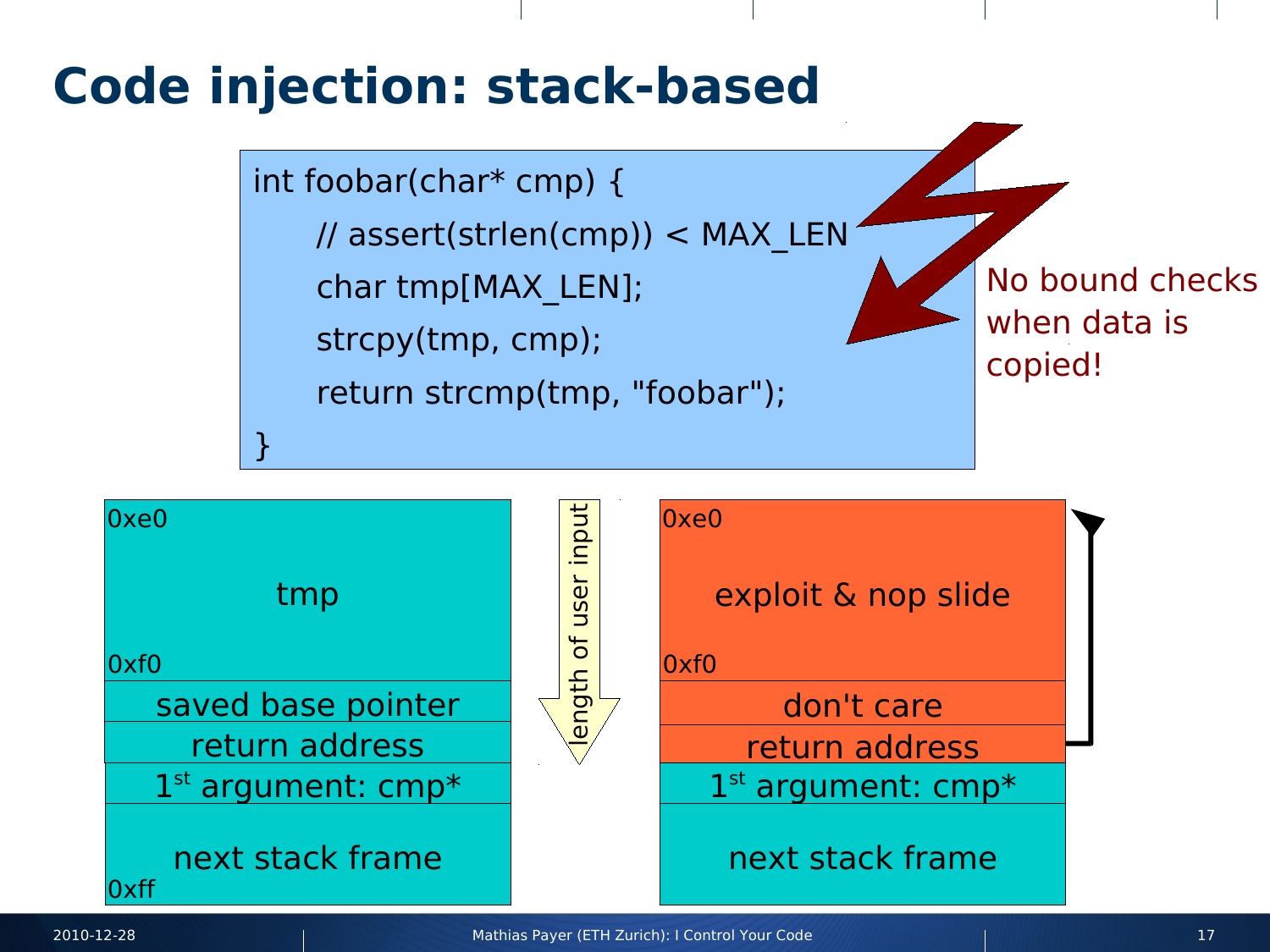# Code injection: stack-based

```
int foobar(char* cmp) {
    // assert(strlen(cmp)) < MAX_LEN
    char tmp[MAX_LEN];
    strcpy(tmp, cmp);
    return strcmp(tmp, "foobar");
}
```

No bound checks when data is copied!

| Address | Normal stack |
| --- | --- |
| 0xe0 – 0xf0 | tmp |
| | saved base pointer |
| | return address |
| | 1st argument: cmp* |
| 0xff | next stack frame |

length of user input

| Address | Overwritten stack |
| --- | --- |
| 0xe0 – 0xf0 | exploit & nop slide |
| | don't care |
| | return address |
| | 1st argument: cmp* |
| | next stack frame |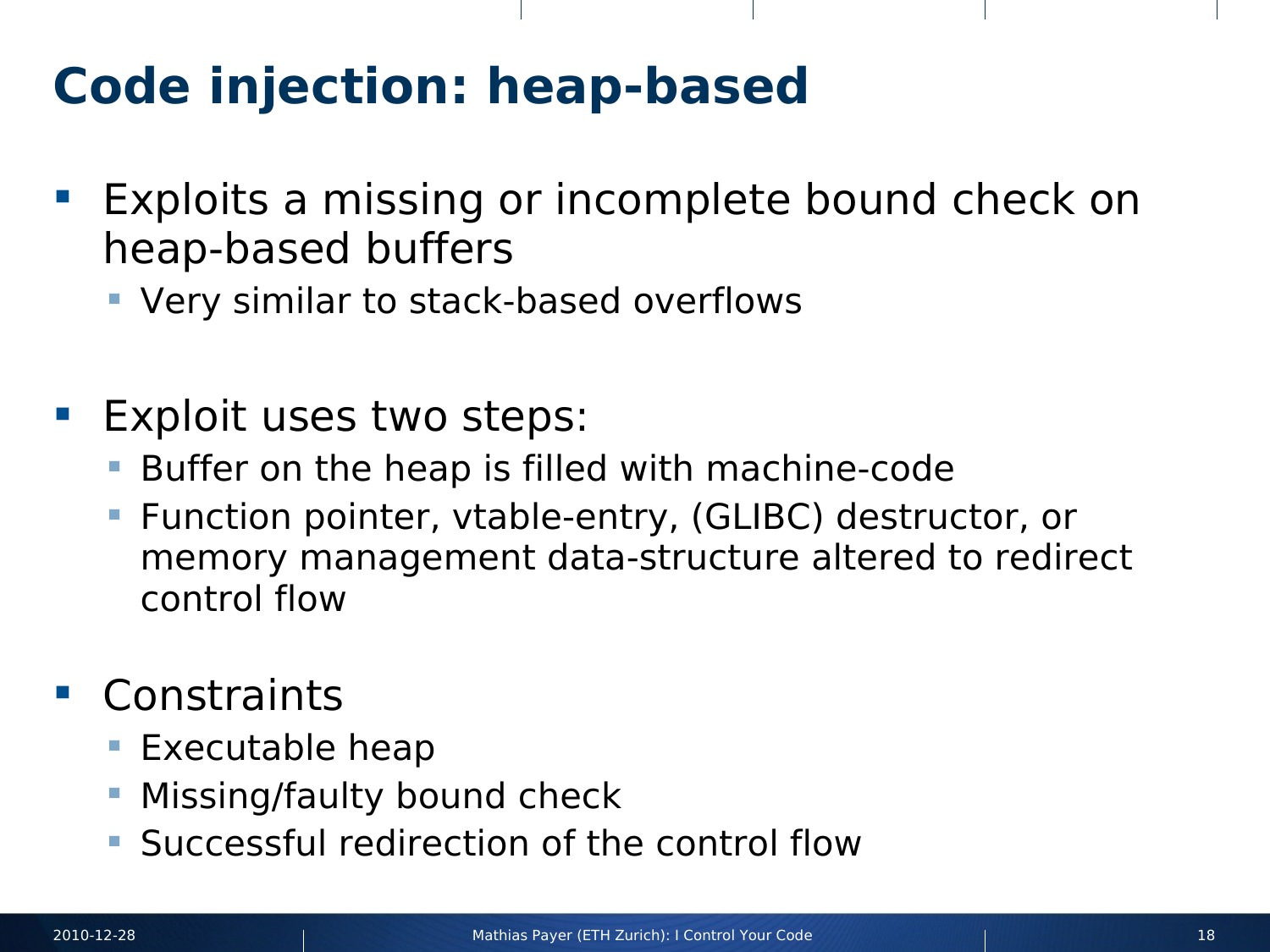# Code injection: heap-based

- Exploits a missing or incomplete bound check on heap-based buffers
  - Very similar to stack-based overflows
- Exploit uses two steps:
  - Buffer on the heap is filled with machine-code
  - Function pointer, vtable-entry, (GLIBC) destructor, or memory management data-structure altered to redirect control flow
- Constraints
  - Executable heap
  - Missing/faulty bound check
  - Successful redirection of the control flow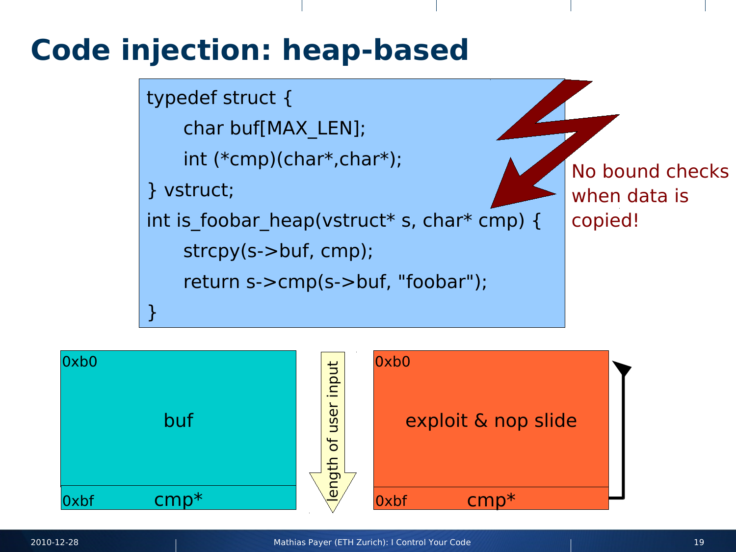# Code injection: heap-based

```
typedef struct {
    char buf[MAX_LEN];
    int (*cmp)(char*,char*);
} vstruct;
int is_foobar_heap(vstruct* s, char* cmp) {
    strcpy(s->buf, cmp);
    return s->cmp(s->buf, "foobar");
}
```

No bound checks when data is copied!

0xb0

buf

0xbf cmp*

length of user input

0xb0

exploit & nop slide

0xbf cmp*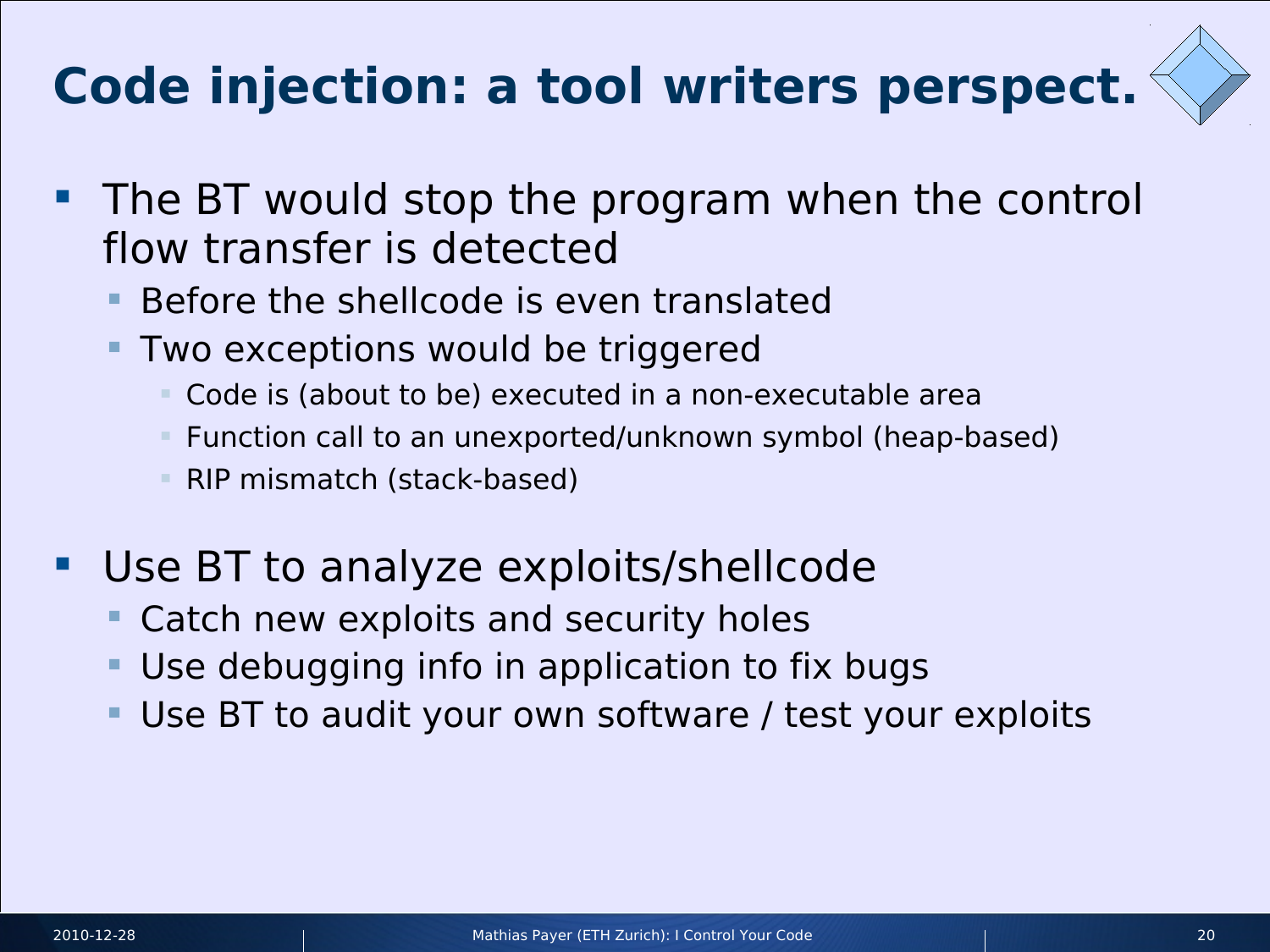# Code injection: a tool writers perspect.

- The BT would stop the program when the control flow transfer is detected
  - Before the shellcode is even translated
  - Two exceptions would be triggered
    - Code is (about to be) executed in a non-executable area
    - Function call to an unexported/unknown symbol (heap-based)
    - RIP mismatch (stack-based)
- Use BT to analyze exploits/shellcode
  - Catch new exploits and security holes
  - Use debugging info in application to fix bugs
  - Use BT to audit your own software / test your exploits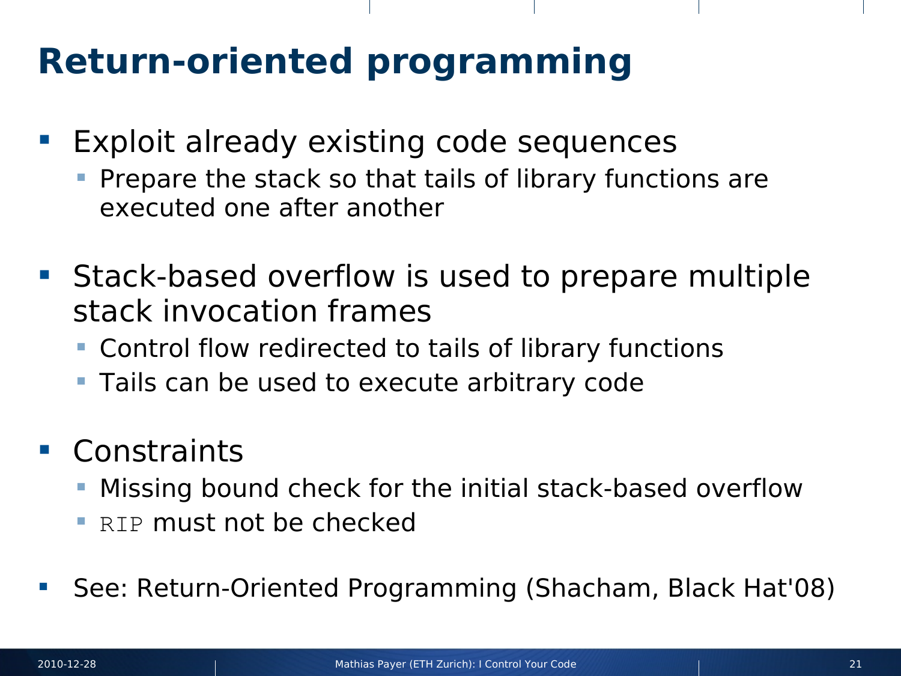# Return-oriented programming

- Exploit already existing code sequences
  - Prepare the stack so that tails of library functions are executed one after another
- Stack-based overflow is used to prepare multiple stack invocation frames
  - Control flow redirected to tails of library functions
  - Tails can be used to execute arbitrary code
- Constraints
  - Missing bound check for the initial stack-based overflow
  - `RIP` must not be checked
- See: Return-Oriented Programming (Shacham, Black Hat'08)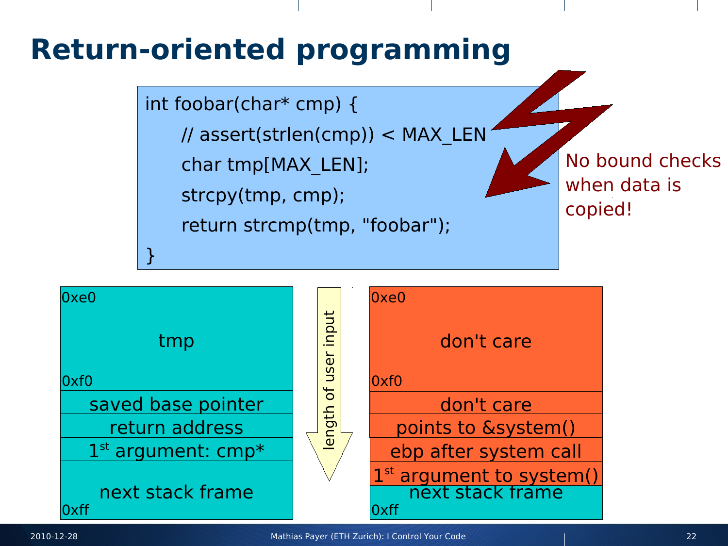# Return-oriented programming

```
int foobar(char* cmp) {
    // assert(strlen(cmp)) < MAX_LEN
    char tmp[MAX_LEN];
    strcpy(tmp, cmp);
    return strcmp(tmp, "foobar");
}
```

No bound checks when data is copied!

| Address | Normal stack | Overwritten stack |
|---|---|---|
| 0xe0 – 0xf0 | tmp | don't care |
| | saved base pointer | don't care |
| | return address | points to &system() |
| | 1st argument: cmp* | ebp after system call |
| | next stack frame | 1st argument to system() |
| 0xff | | next stack frame |

length of user input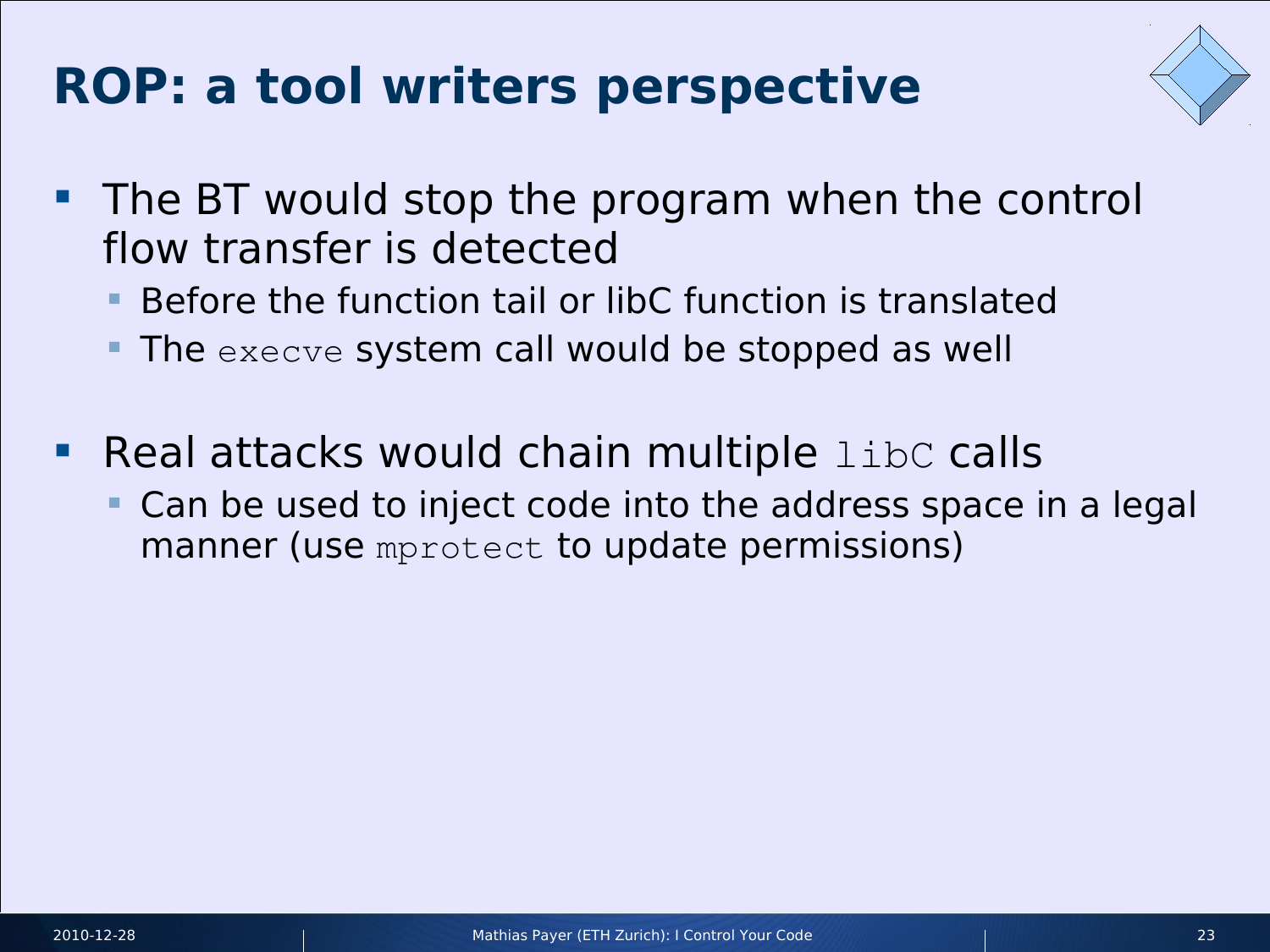# ROP: a tool writers perspective

- The BT would stop the program when the control flow transfer is detected
  - Before the function tail or libC function is translated
  - The `execve` system call would be stopped as well
- Real attacks would chain multiple `libC` calls
  - Can be used to inject code into the address space in a legal manner (use `mprotect` to update permissions)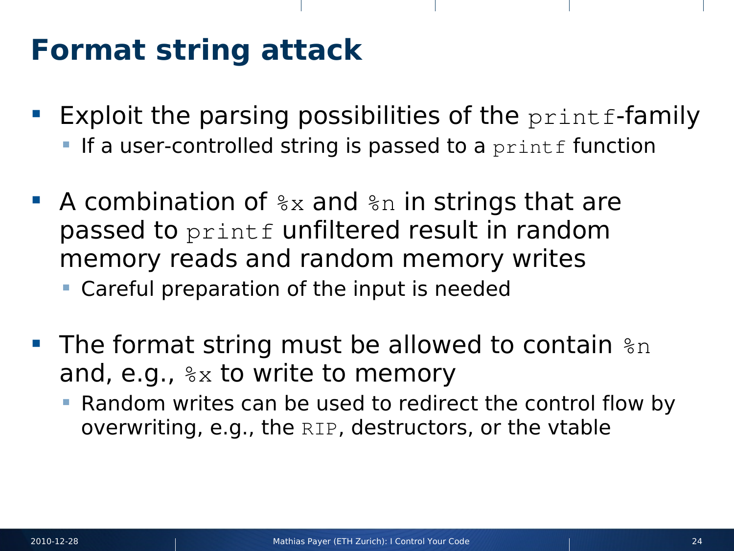# Format string attack

- Exploit the parsing possibilities of the `printf`-family
  - If a user-controlled string is passed to a `printf` function
- A combination of `%x` and `%n` in strings that are passed to `printf` unfiltered result in random memory reads and random memory writes
  - Careful preparation of the input is needed
- The format string must be allowed to contain `%n` and, e.g., `%x` to write to memory
  - Random writes can be used to redirect the control flow by overwriting, e.g., the `RIP`, destructors, or the vtable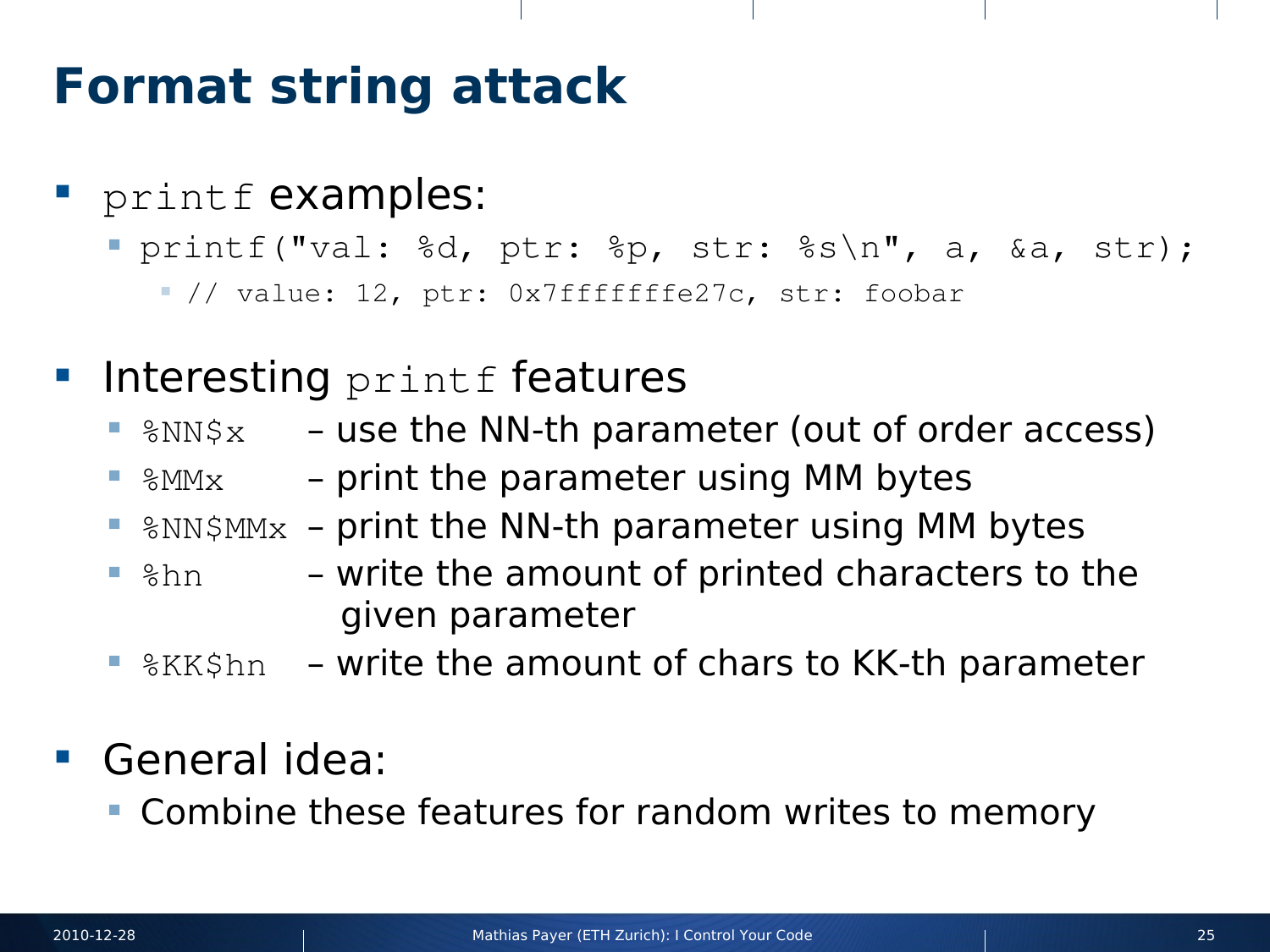# Format string attack

- `printf` examples:
  - `printf("val: %d, ptr: %p, str: %s\n", a, &a, str);`
    - `// value: 12, ptr: 0x7fffffffe27c, str: foobar`

- Interesting `printf` features
  - `%NN$x` – use the NN-th parameter (out of order access)
  - `%MMx` – print the parameter using MM bytes
  - `%NN$MMx` – print the NN-th parameter using MM bytes
  - `%hn` – write the amount of printed characters to the given parameter
  - `%KK$hn` – write the amount of chars to KK-th parameter

- General idea:
  - Combine these features for random writes to memory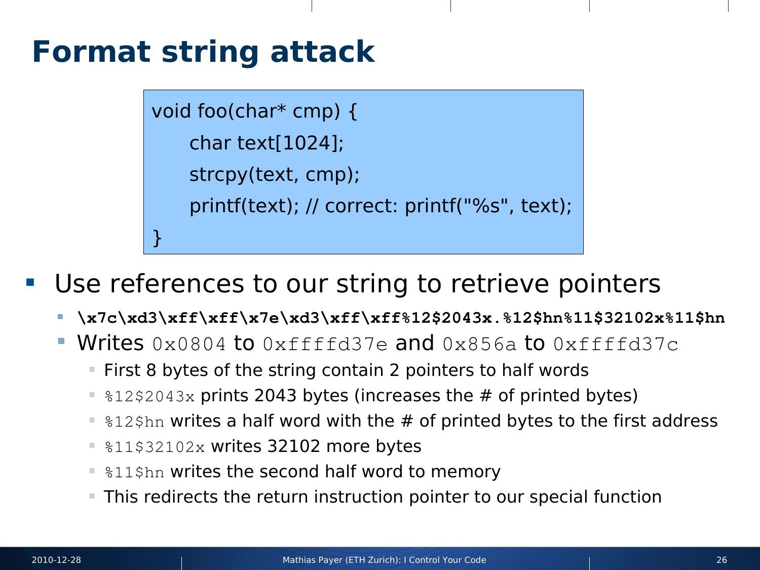# Format string attack

```
void foo(char* cmp) {
    char text[1024];
    strcpy(text, cmp);
    printf(text); // correct: printf("%s", text);
}
```

- Use references to our string to retrieve pointers
  - **`\x7c\xd3\xff\xff\x7e\xd3\xff\xff%12$2043x.%12$hn%11$32102x%11$hn`**
  - Writes `0x0804` to `0xffffd37e` and `0x856a` to `0xffffd37c`
    - First 8 bytes of the string contain 2 pointers to half words
    - `%12$2043x` prints 2043 bytes (increases the # of printed bytes)
    - `%12$hn` writes a half word with the # of printed bytes to the first address
    - `%11$32102x` writes 32102 more bytes
    - `%11$hn` writes the second half word to memory
    - This redirects the return instruction pointer to our special function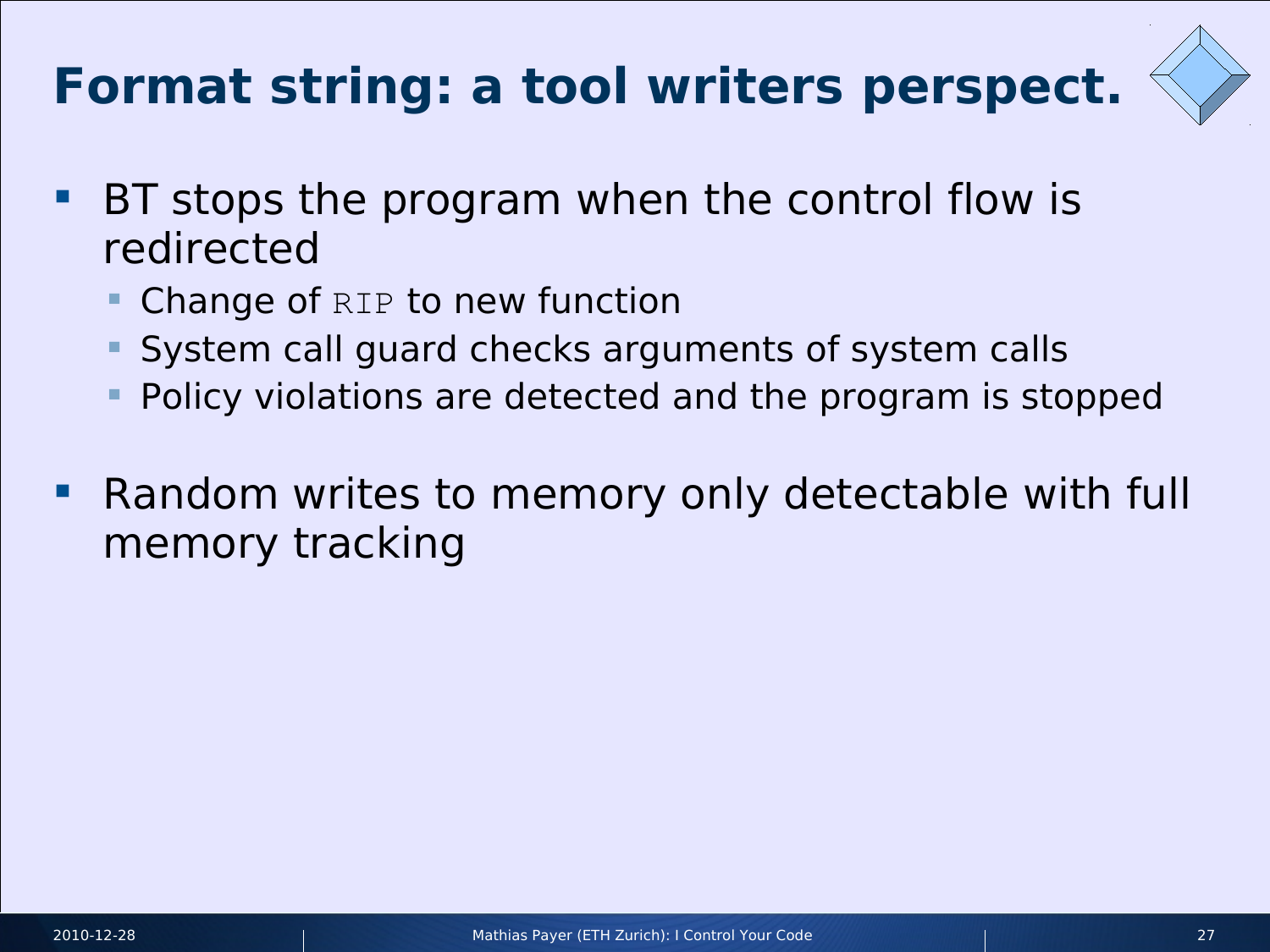# Format string: a tool writers perspect.

- BT stops the program when the control flow is redirected
  - Change of `RIP` to new function
  - System call guard checks arguments of system calls
  - Policy violations are detected and the program is stopped
- Random writes to memory only detectable with full memory tracking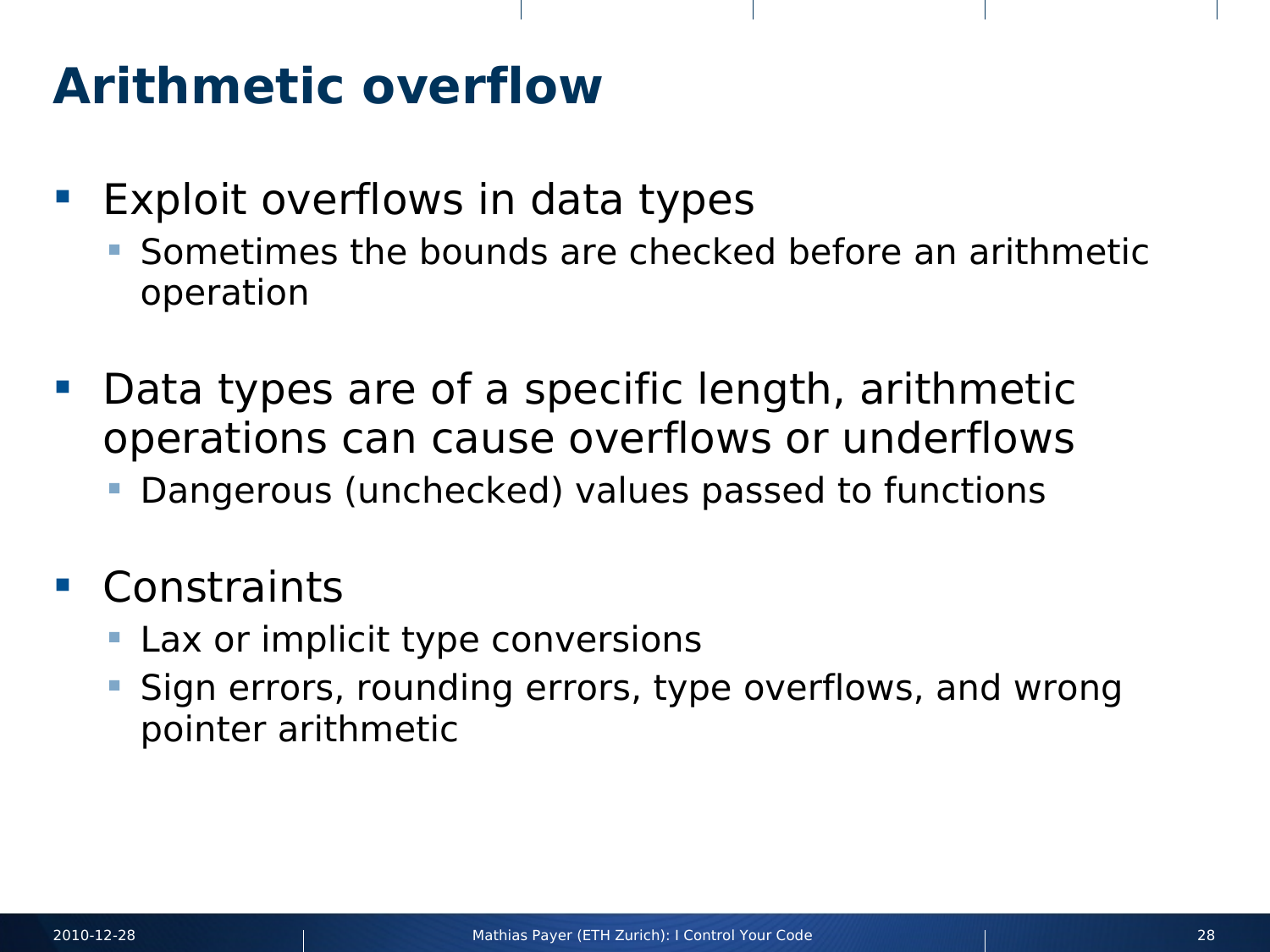# Arithmetic overflow

- Exploit overflows in data types
  - Sometimes the bounds are checked before an arithmetic operation
- Data types are of a specific length, arithmetic operations can cause overflows or underflows
  - Dangerous (unchecked) values passed to functions
- Constraints
  - Lax or implicit type conversions
  - Sign errors, rounding errors, type overflows, and wrong pointer arithmetic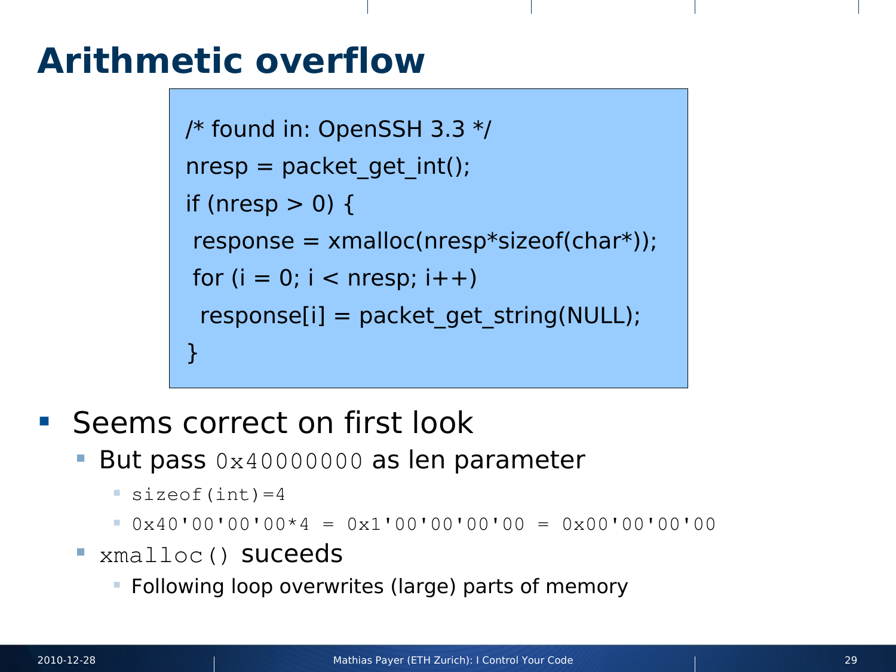# Arithmetic overflow

```
/* found in: OpenSSH 3.3 */
nresp = packet_get_int();
if (nresp > 0) {
 response = xmalloc(nresp*sizeof(char*));
 for (i = 0; i < nresp; i++)
  response[i] = packet_get_string(NULL);
}
```

- Seems correct on first look
  - But pass `0x40000000` as len parameter
    - `sizeof(int)=4`
    - `0x40'00'00'00*4 = 0x1'00'00'00'00 = 0x00'00'00'00`
  - `xmalloc()` suceeds
    - Following loop overwrites (large) parts of memory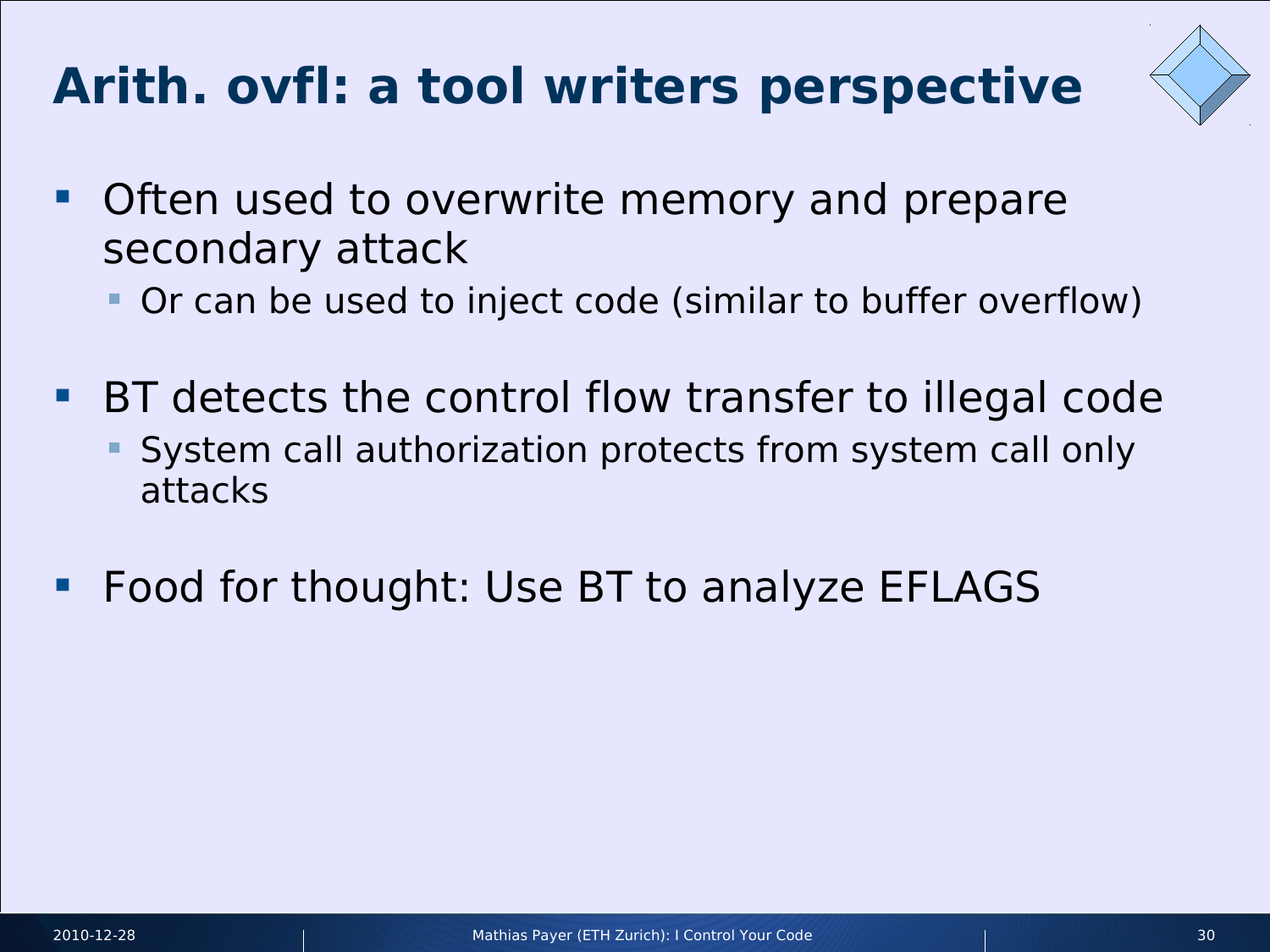# Arith. ovfl: a tool writers perspective

- Often used to overwrite memory and prepare secondary attack
  - Or can be used to inject code (similar to buffer overflow)
- BT detects the control flow transfer to illegal code
  - System call authorization protects from system call only attacks
- Food for thought: Use BT to analyze EFLAGS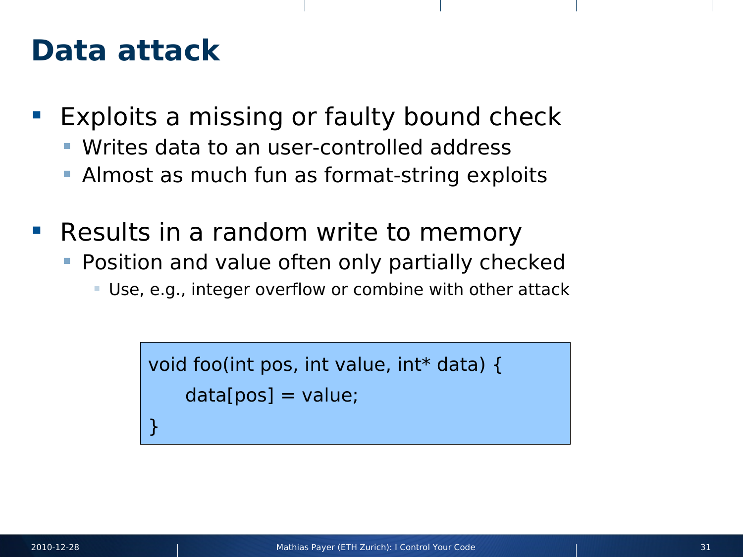# Data attack

- Exploits a missing or faulty bound check
  - Writes data to an user-controlled address
  - Almost as much fun as format-string exploits
- Results in a random write to memory
  - Position and value often only partially checked
    - Use, e.g., integer overflow or combine with other attack

```
void foo(int pos, int value, int* data) {
     data[pos] = value;
}
```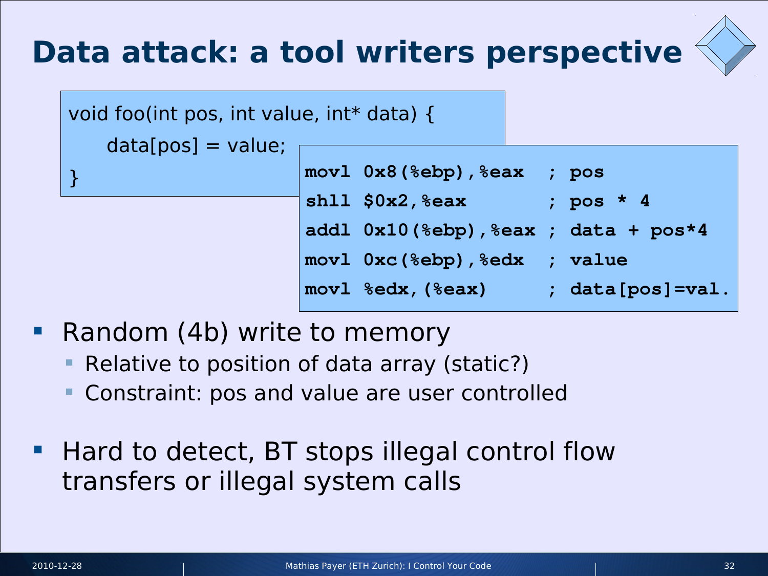# Data attack: a tool writers perspective

```
void foo(int pos, int value, int* data) {
    data[pos] = value;
}
```

```
movl 0x8(%ebp),%eax   ; pos
shll $0x2,%eax        ; pos * 4
addl 0x10(%ebp),%eax  ; data + pos*4
movl 0xc(%ebp),%edx   ; value
movl %edx,(%eax)      ; data[pos]=val.
```

- Random (4b) write to memory
  - Relative to position of data array (static?)
  - Constraint: pos and value are user controlled
- Hard to detect, BT stops illegal control flow transfers or illegal system calls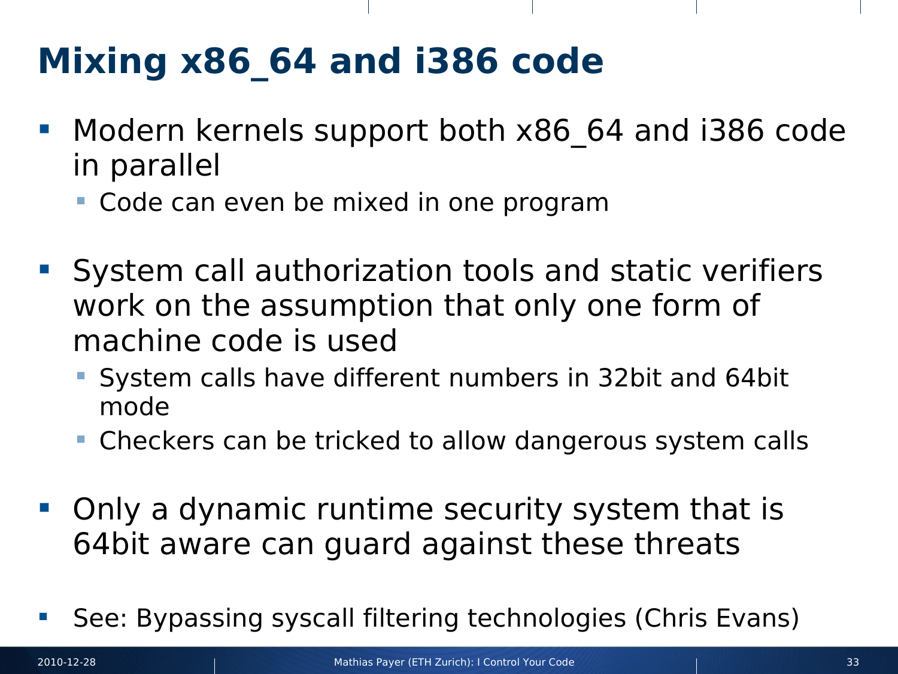# Mixing x86_64 and i386 code

- Modern kernels support both x86_64 and i386 code in parallel
  - Code can even be mixed in one program
- System call authorization tools and static verifiers work on the assumption that only one form of machine code is used
  - System calls have different numbers in 32bit and 64bit mode
  - Checkers can be tricked to allow dangerous system calls
- Only a dynamic runtime security system that is 64bit aware can guard against these threats
- See: Bypassing syscall filtering technologies (Chris Evans)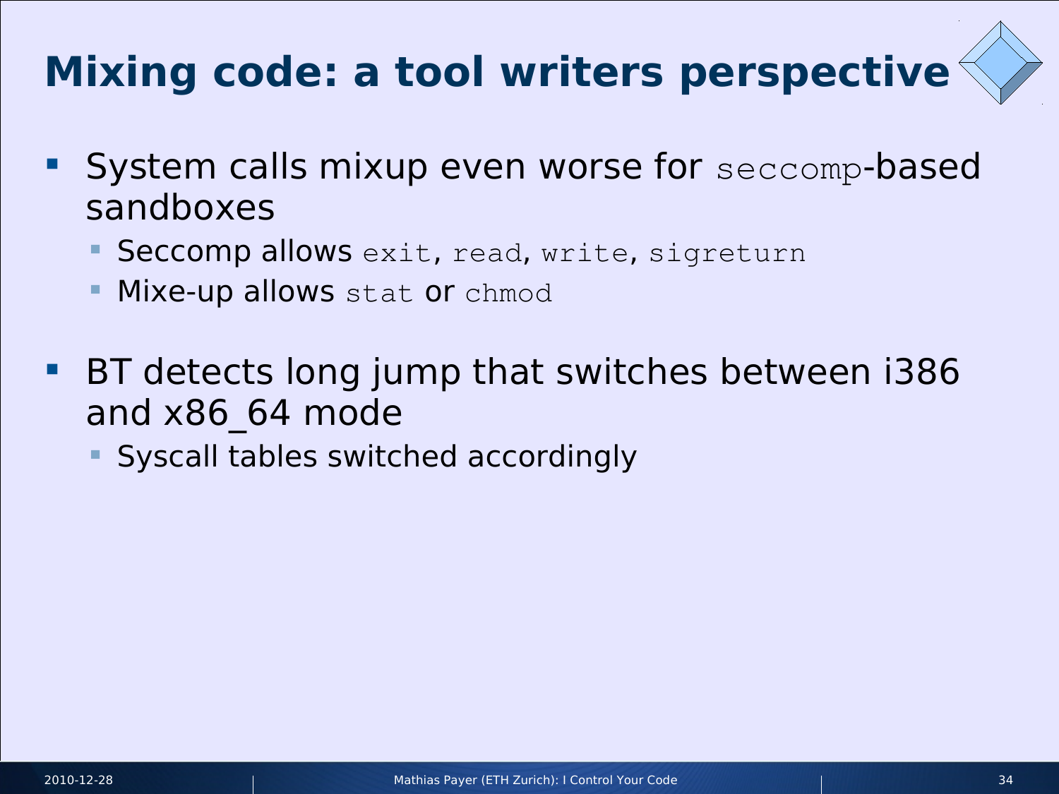# Mixing code: a tool writers perspective

- System calls mixup even worse for `seccomp`-based sandboxes
  - Seccomp allows `exit`, `read`, `write`, `sigreturn`
  - Mixe-up allows `stat` or `chmod`
- BT detects long jump that switches between i386 and x86_64 mode
  - Syscall tables switched accordingly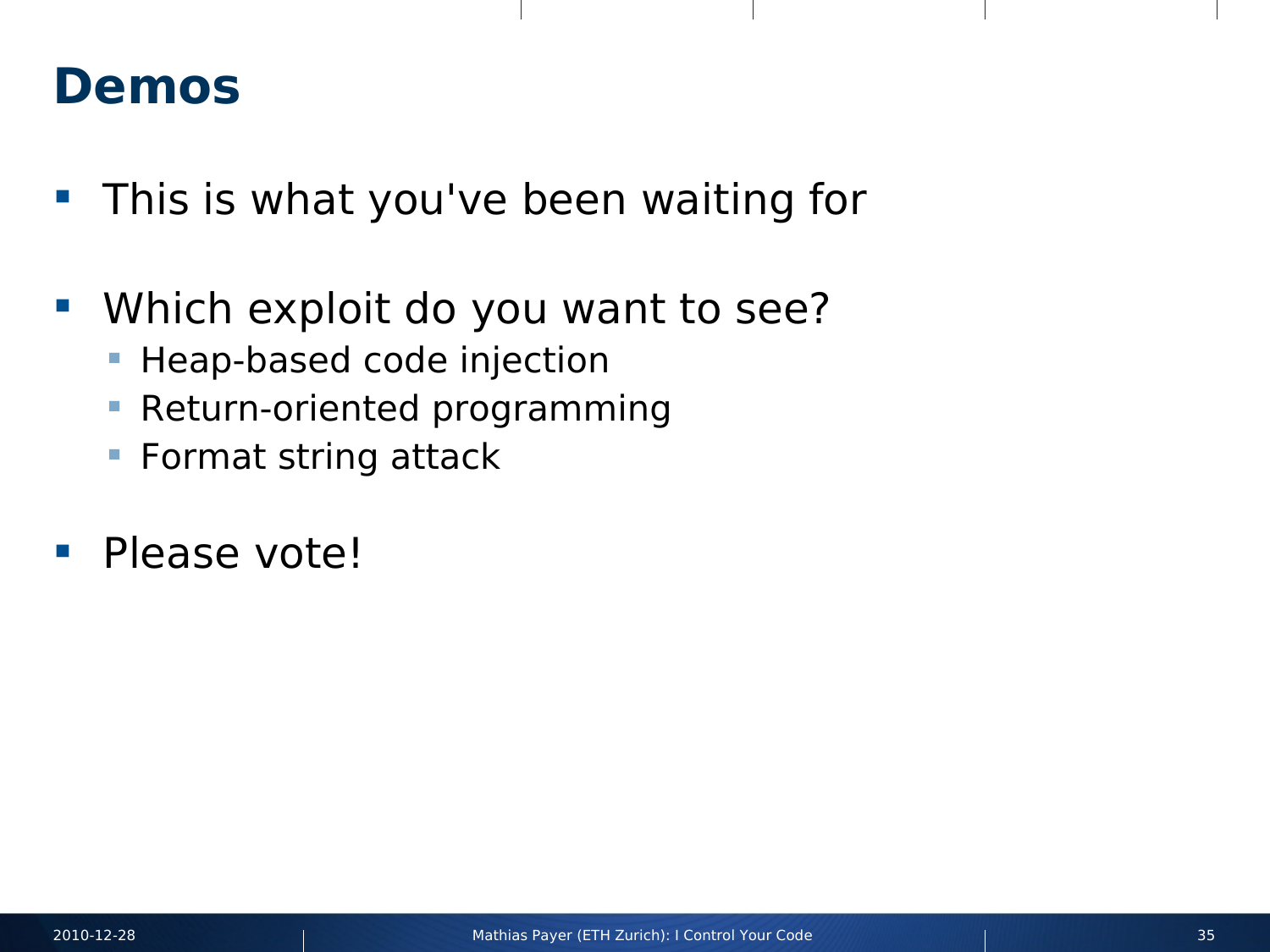# Demos

- This is what you've been waiting for

- Which exploit do you want to see?
  - Heap-based code injection
  - Return-oriented programming
  - Format string attack

- Please vote!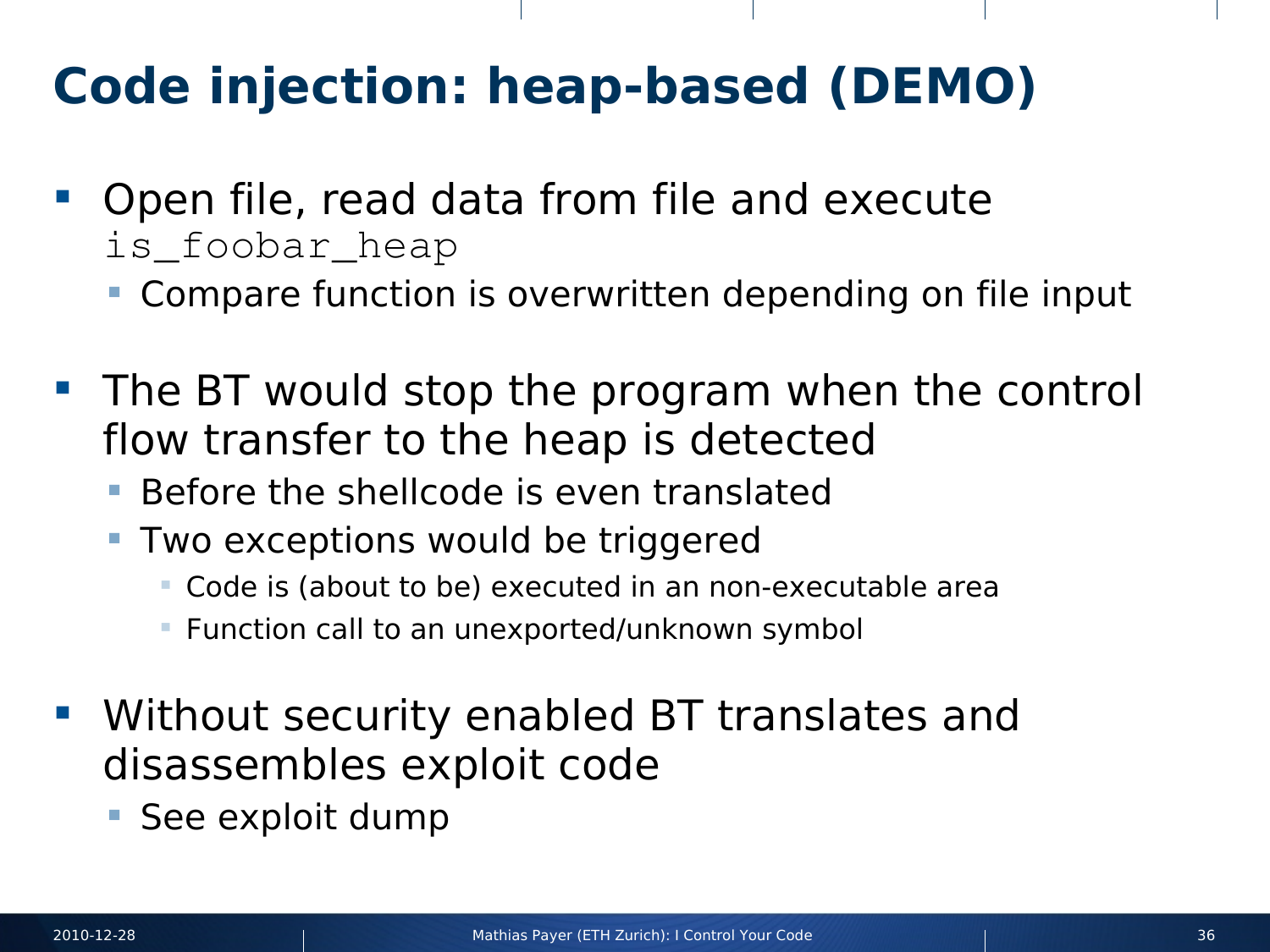# Code injection: heap-based (DEMO)

- Open file, read data from file and execute `is_foobar_heap`
  - Compare function is overwritten depending on file input
- The BT would stop the program when the control flow transfer to the heap is detected
  - Before the shellcode is even translated
  - Two exceptions would be triggered
    - Code is (about to be) executed in an non-executable area
    - Function call to an unexported/unknown symbol
- Without security enabled BT translates and disassembles exploit code
  - See exploit dump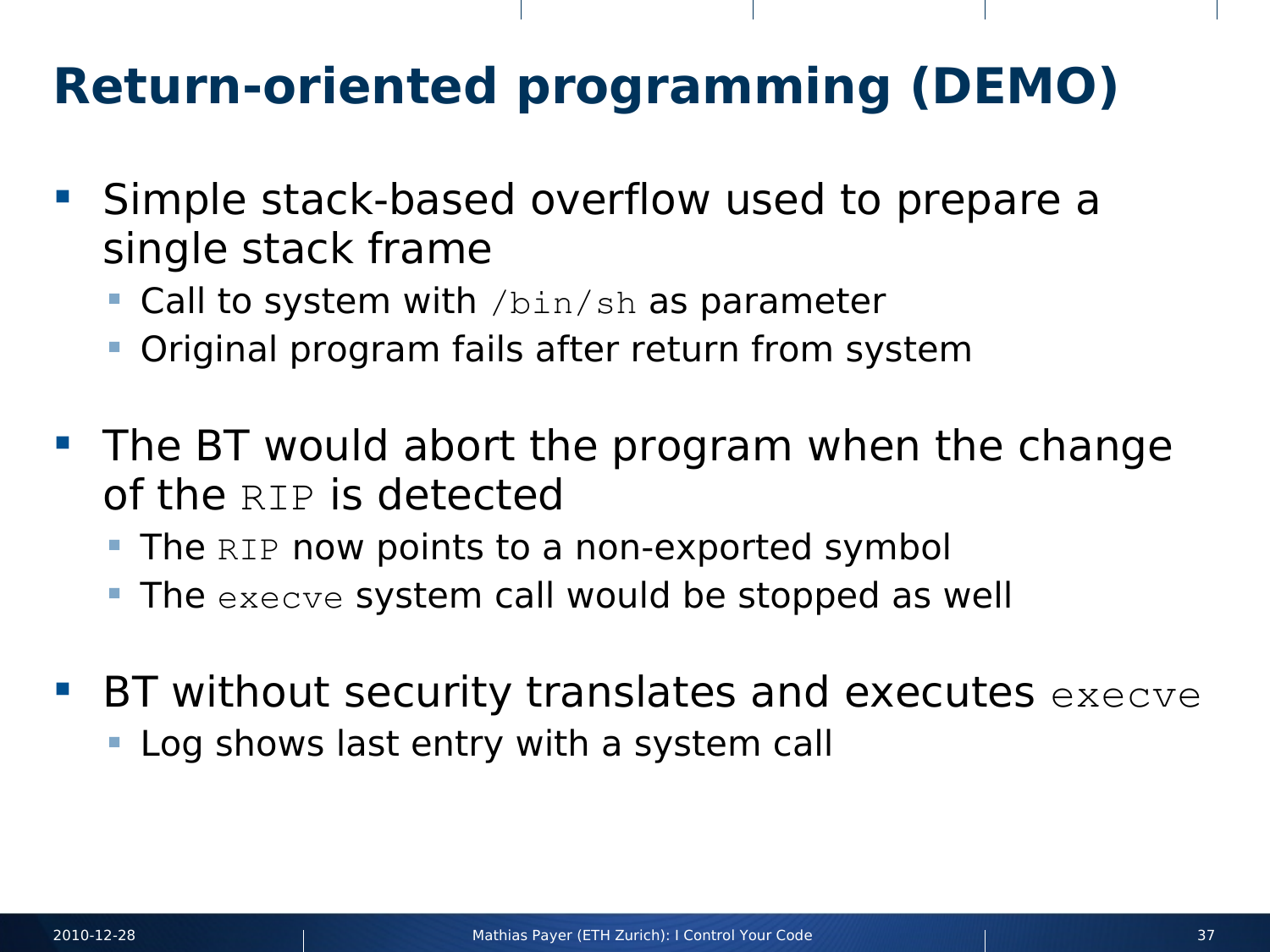# Return-oriented programming (DEMO)

- Simple stack-based overflow used to prepare a single stack frame
  - Call to system with `/bin/sh` as parameter
  - Original program fails after return from system
- The BT would abort the program when the change of the `RIP` is detected
  - The `RIP` now points to a non-exported symbol
  - The `execve` system call would be stopped as well
- BT without security translates and executes `execve`
  - Log shows last entry with a system call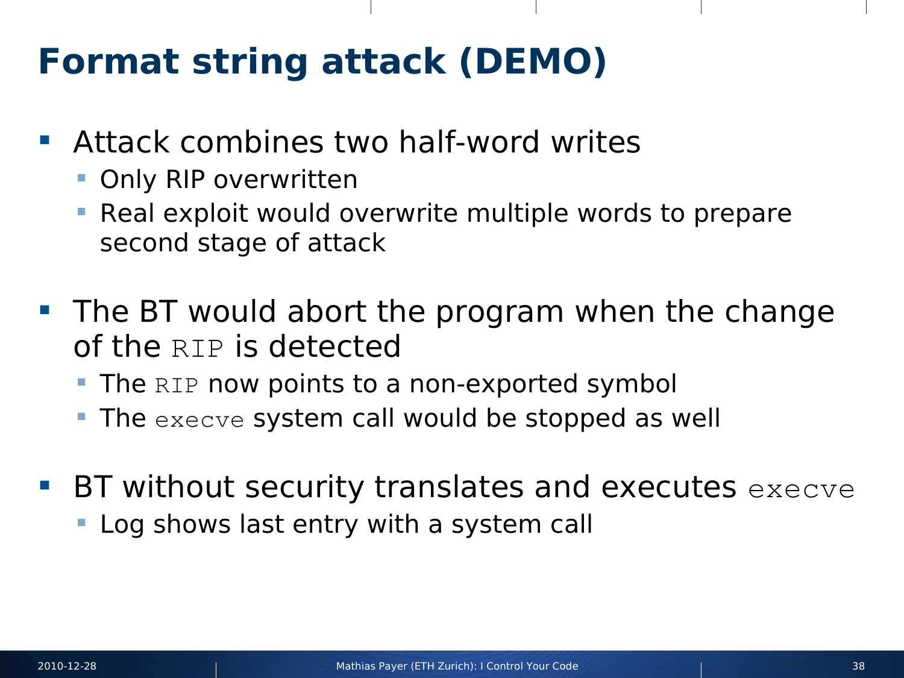# Format string attack (DEMO)

- Attack combines two half-word writes
  - Only RIP overwritten
  - Real exploit would overwrite multiple words to prepare second stage of attack

- The BT would abort the program when the change of the `RIP` is detected
  - The `RIP` now points to a non-exported symbol
  - The `execve` system call would be stopped as well

- BT without security translates and executes `execve`
  - Log shows last entry with a system call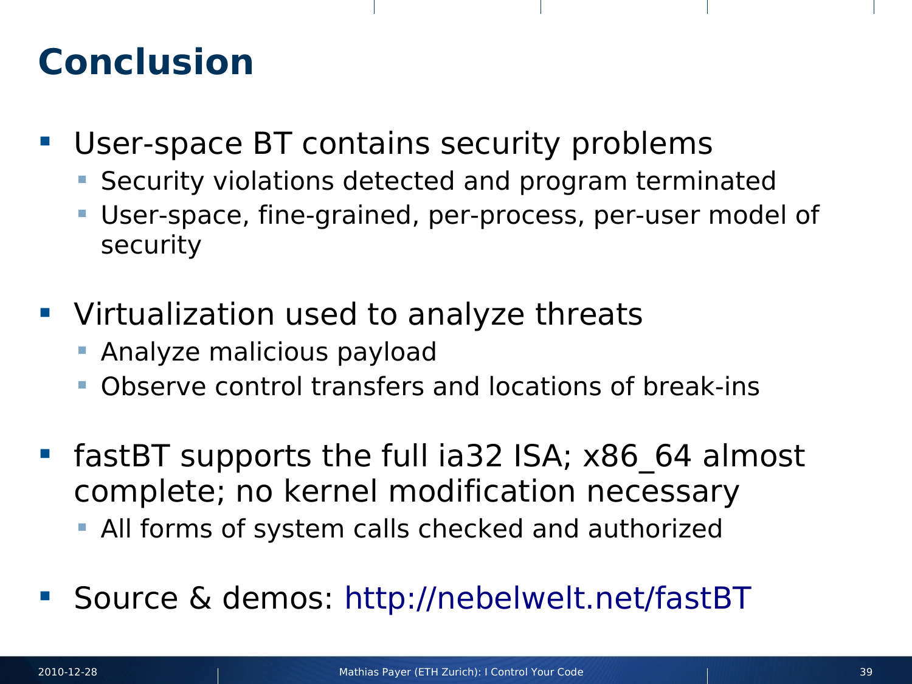# Conclusion

- User-space BT contains security problems
  - Security violations detected and program terminated
  - User-space, fine-grained, per-process, per-user model of security
- Virtualization used to analyze threats
  - Analyze malicious payload
  - Observe control transfers and locations of break-ins
- fastBT supports the full ia32 ISA; x86_64 almost complete; no kernel modification necessary
  - All forms of system calls checked and authorized
- Source & demos: http://nebelwelt.net/fastBT